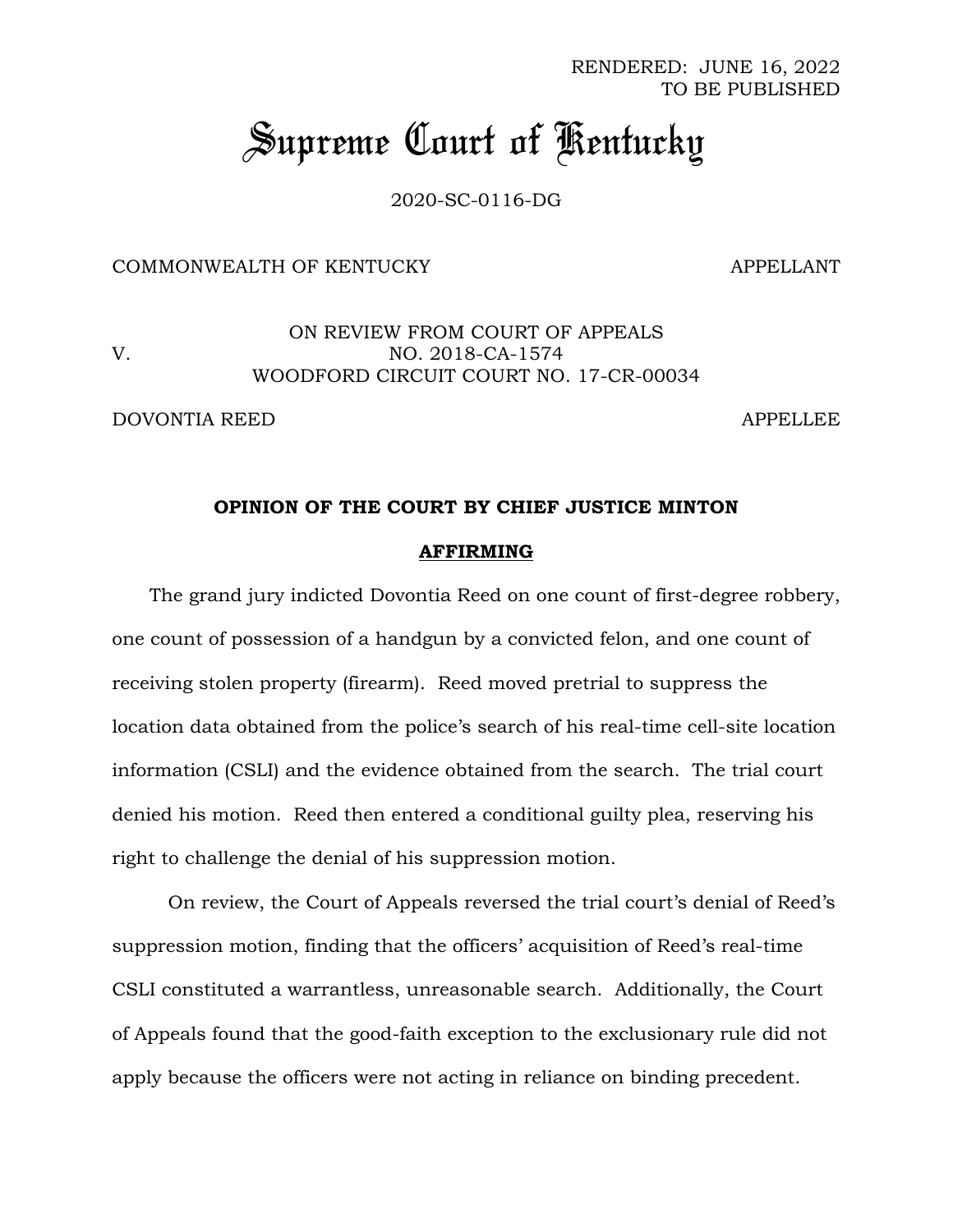RENDERED: JUNE 16, 2022
TO BE PUBLISHED

# Supreme Court of Kentucky

2020-SC-0116-DG

COMMONWEALTH OF KENTUCKY — APPELLANT

V.

ON REVIEW FROM COURT OF APPEALS
NO. 2018-CA-1574
WOODFORD CIRCUIT COURT NO. 17-CR-00034

DOVONTIA REED — APPELLEE

**OPINION OF THE COURT BY CHIEF JUSTICE MINTON**

**AFFIRMING**

The grand jury indicted Dovontia Reed on one count of first-degree robbery, one count of possession of a handgun by a convicted felon, and one count of receiving stolen property (firearm). Reed moved pretrial to suppress the location data obtained from the police's search of his real-time cell-site location information (CSLI) and the evidence obtained from the search. The trial court denied his motion. Reed then entered a conditional guilty plea, reserving his right to challenge the denial of his suppression motion.

On review, the Court of Appeals reversed the trial court's denial of Reed's suppression motion, finding that the officers' acquisition of Reed's real-time CSLI constituted a warrantless, unreasonable search. Additionally, the Court of Appeals found that the good-faith exception to the exclusionary rule did not apply because the officers were not acting in reliance on binding precedent.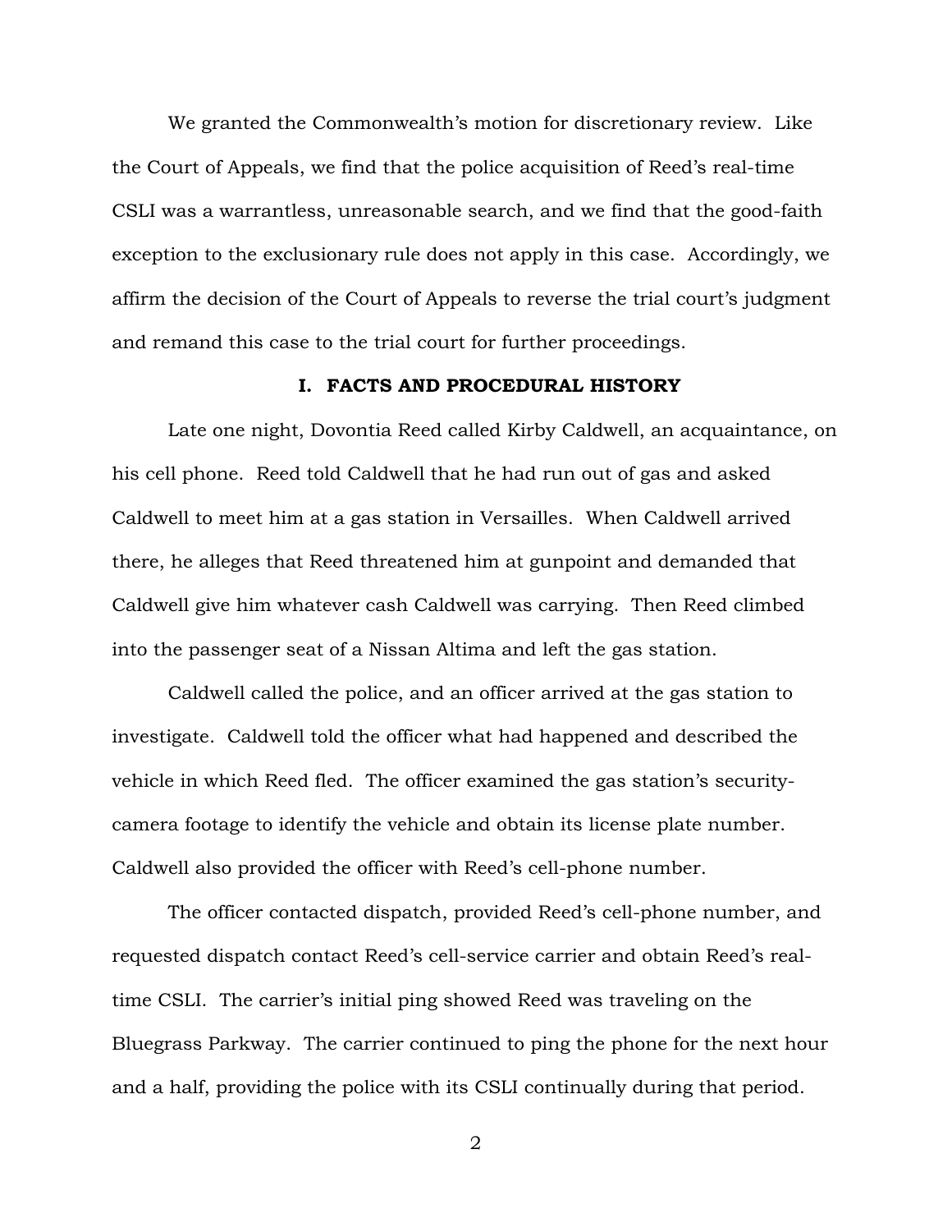We granted the Commonwealth's motion for discretionary review. Like the Court of Appeals, we find that the police acquisition of Reed's real-time CSLI was a warrantless, unreasonable search, and we find that the good-faith exception to the exclusionary rule does not apply in this case. Accordingly, we affirm the decision of the Court of Appeals to reverse the trial court's judgment and remand this case to the trial court for further proceedings.

## I. FACTS AND PROCEDURAL HISTORY

Late one night, Dovontia Reed called Kirby Caldwell, an acquaintance, on his cell phone. Reed told Caldwell that he had run out of gas and asked Caldwell to meet him at a gas station in Versailles. When Caldwell arrived there, he alleges that Reed threatened him at gunpoint and demanded that Caldwell give him whatever cash Caldwell was carrying. Then Reed climbed into the passenger seat of a Nissan Altima and left the gas station.

Caldwell called the police, and an officer arrived at the gas station to investigate. Caldwell told the officer what had happened and described the vehicle in which Reed fled. The officer examined the gas station's security-camera footage to identify the vehicle and obtain its license plate number. Caldwell also provided the officer with Reed's cell-phone number.

The officer contacted dispatch, provided Reed's cell-phone number, and requested dispatch contact Reed's cell-service carrier and obtain Reed's real-time CSLI. The carrier's initial ping showed Reed was traveling on the Bluegrass Parkway. The carrier continued to ping the phone for the next hour and a half, providing the police with its CSLI continually during that period.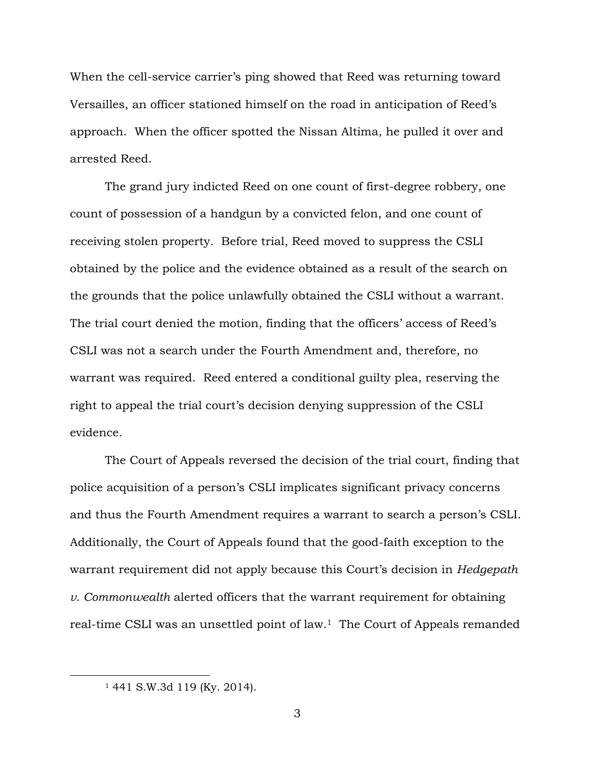When the cell-service carrier's ping showed that Reed was returning toward Versailles, an officer stationed himself on the road in anticipation of Reed's approach. When the officer spotted the Nissan Altima, he pulled it over and arrested Reed.

The grand jury indicted Reed on one count of first-degree robbery, one count of possession of a handgun by a convicted felon, and one count of receiving stolen property. Before trial, Reed moved to suppress the CSLI obtained by the police and the evidence obtained as a result of the search on the grounds that the police unlawfully obtained the CSLI without a warrant. The trial court denied the motion, finding that the officers' access of Reed's CSLI was not a search under the Fourth Amendment and, therefore, no warrant was required. Reed entered a conditional guilty plea, reserving the right to appeal the trial court's decision denying suppression of the CSLI evidence.

The Court of Appeals reversed the decision of the trial court, finding that police acquisition of a person's CSLI implicates significant privacy concerns and thus the Fourth Amendment requires a warrant to search a person's CSLI. Additionally, the Court of Appeals found that the good-faith exception to the warrant requirement did not apply because this Court's decision in *Hedgepath v. Commonwealth* alerted officers that the warrant requirement for obtaining real-time CSLI was an unsettled point of law.[1] The Court of Appeals remanded

---

[1] 441 S.W.3d 119 (Ky. 2014).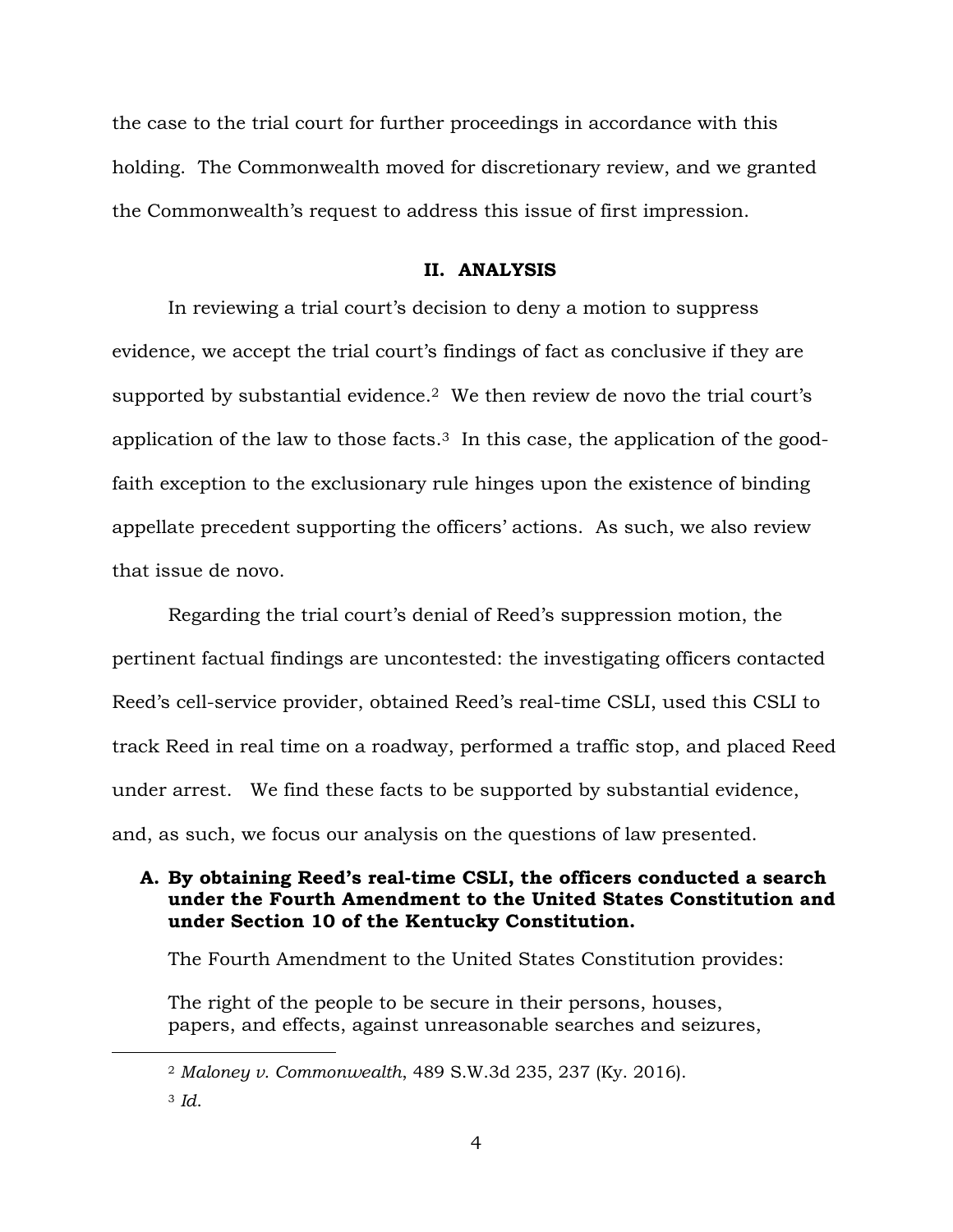the case to the trial court for further proceedings in accordance with this holding. The Commonwealth moved for discretionary review, and we granted the Commonwealth's request to address this issue of first impression.

## II. ANALYSIS

In reviewing a trial court's decision to deny a motion to suppress evidence, we accept the trial court's findings of fact as conclusive if they are supported by substantial evidence.[2] We then review de novo the trial court's application of the law to those facts.[3] In this case, the application of the good-faith exception to the exclusionary rule hinges upon the existence of binding appellate precedent supporting the officers' actions. As such, we also review that issue de novo.

Regarding the trial court's denial of Reed's suppression motion, the pertinent factual findings are uncontested: the investigating officers contacted Reed's cell-service provider, obtained Reed's real-time CSLI, used this CSLI to track Reed in real time on a roadway, performed a traffic stop, and placed Reed under arrest. We find these facts to be supported by substantial evidence, and, as such, we focus our analysis on the questions of law presented.

### A. By obtaining Reed's real-time CSLI, the officers conducted a search under the Fourth Amendment to the United States Constitution and under Section 10 of the Kentucky Constitution.

The Fourth Amendment to the United States Constitution provides:

> The right of the people to be secure in their persons, houses, papers, and effects, against unreasonable searches and seizures,

---

[2] *Maloney v. Commonwealth*, 489 S.W.3d 235, 237 (Ky. 2016).

[3] *Id.*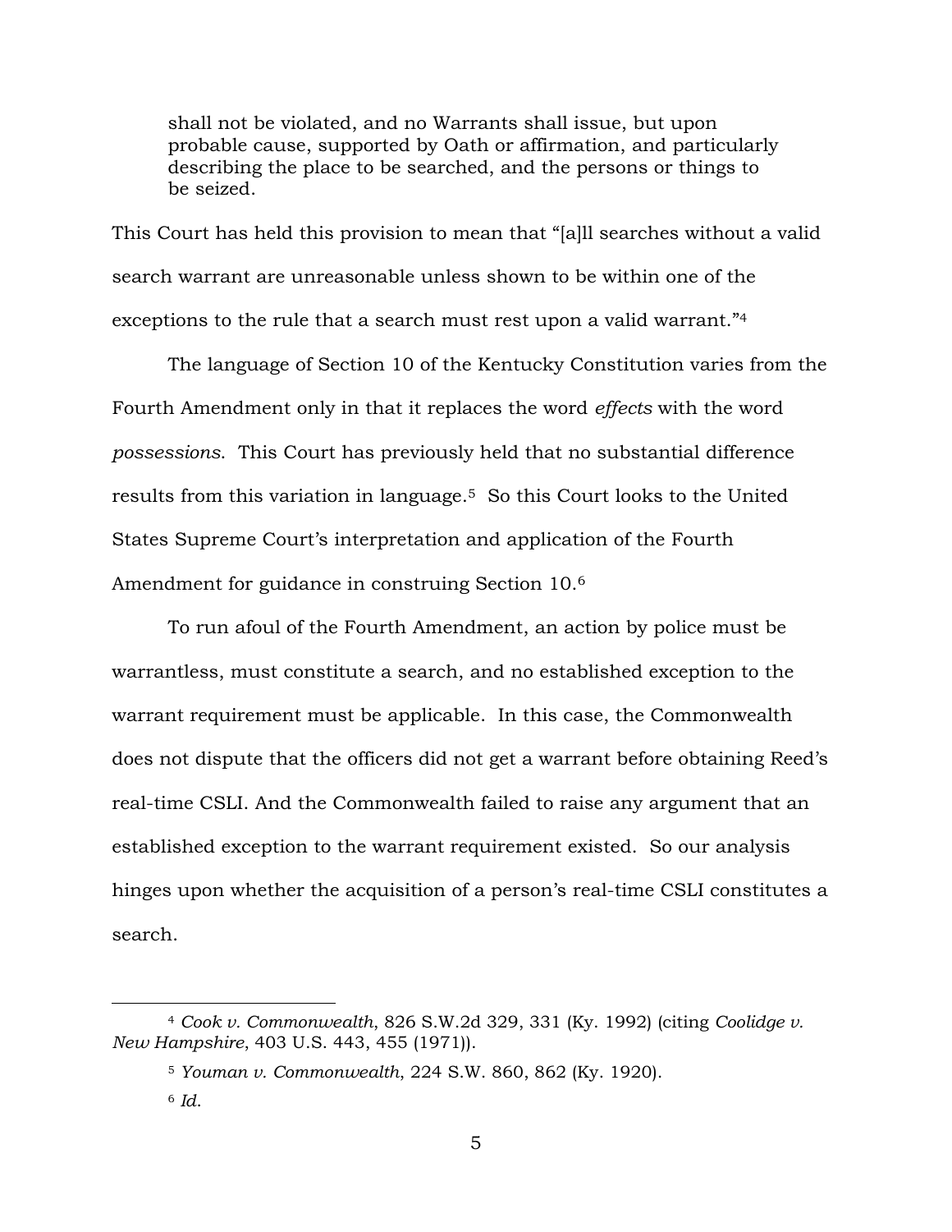> shall not be violated, and no Warrants shall issue, but upon probable cause, supported by Oath or affirmation, and particularly describing the place to be searched, and the persons or things to be seized.

This Court has held this provision to mean that "[a]ll searches without a valid search warrant are unreasonable unless shown to be within one of the exceptions to the rule that a search must rest upon a valid warrant."[4]

The language of Section 10 of the Kentucky Constitution varies from the Fourth Amendment only in that it replaces the word *effects* with the word *possessions*. This Court has previously held that no substantial difference results from this variation in language.[5] So this Court looks to the United States Supreme Court's interpretation and application of the Fourth Amendment for guidance in construing Section 10.[6]

To run afoul of the Fourth Amendment, an action by police must be warrantless, must constitute a search, and no established exception to the warrant requirement must be applicable. In this case, the Commonwealth does not dispute that the officers did not get a warrant before obtaining Reed's real-time CSLI. And the Commonwealth failed to raise any argument that an established exception to the warrant requirement existed. So our analysis hinges upon whether the acquisition of a person's real-time CSLI constitutes a search.

---

[4] *Cook v. Commonwealth*, 826 S.W.2d 329, 331 (Ky. 1992) (citing *Coolidge v. New Hampshire*, 403 U.S. 443, 455 (1971)).

[5] *Youman v. Commonwealth*, 224 S.W. 860, 862 (Ky. 1920).

[6] *Id.*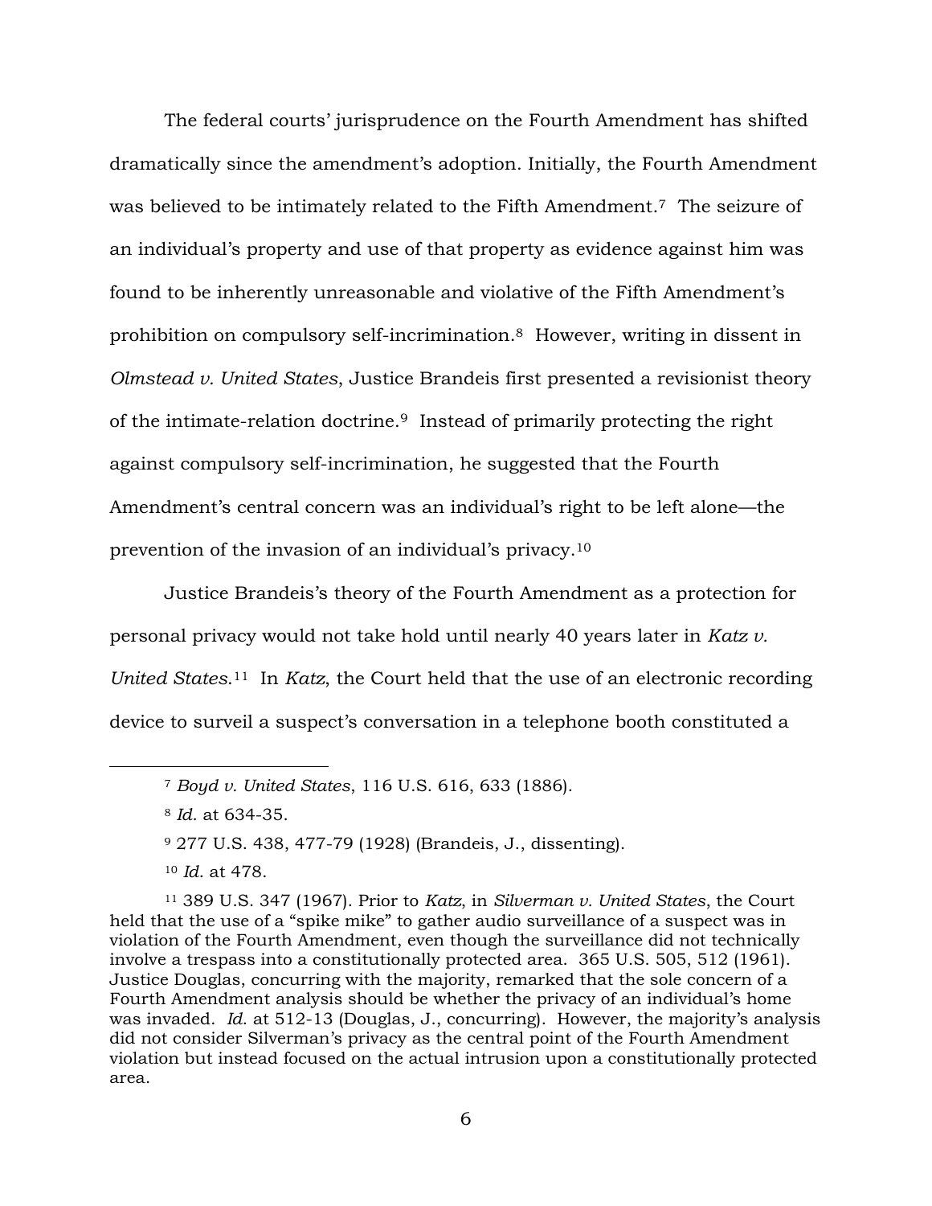The federal courts' jurisprudence on the Fourth Amendment has shifted dramatically since the amendment's adoption. Initially, the Fourth Amendment was believed to be intimately related to the Fifth Amendment.[7] The seizure of an individual's property and use of that property as evidence against him was found to be inherently unreasonable and violative of the Fifth Amendment's prohibition on compulsory self-incrimination.[8] However, writing in dissent in *Olmstead v. United States*, Justice Brandeis first presented a revisionist theory of the intimate-relation doctrine.[9] Instead of primarily protecting the right against compulsory self-incrimination, he suggested that the Fourth Amendment's central concern was an individual's right to be left alone—the prevention of the invasion of an individual's privacy.[10]

Justice Brandeis's theory of the Fourth Amendment as a protection for personal privacy would not take hold until nearly 40 years later in *Katz v. United States*.[11] In *Katz*, the Court held that the use of an electronic recording device to surveil a suspect's conversation in a telephone booth constituted a

---

[7] *Boyd v. United States*, 116 U.S. 616, 633 (1886).

[8] *Id.* at 634-35.

[9] 277 U.S. 438, 477-79 (1928) (Brandeis, J., dissenting).

[10] *Id.* at 478.

[11] 389 U.S. 347 (1967). Prior to *Katz*, in *Silverman v. United States*, the Court held that the use of a "spike mike" to gather audio surveillance of a suspect was in violation of the Fourth Amendment, even though the surveillance did not technically involve a trespass into a constitutionally protected area. 365 U.S. 505, 512 (1961). Justice Douglas, concurring with the majority, remarked that the sole concern of a Fourth Amendment analysis should be whether the privacy of an individual's home was invaded. *Id.* at 512-13 (Douglas, J., concurring). However, the majority's analysis did not consider Silverman's privacy as the central point of the Fourth Amendment violation but instead focused on the actual intrusion upon a constitutionally protected area.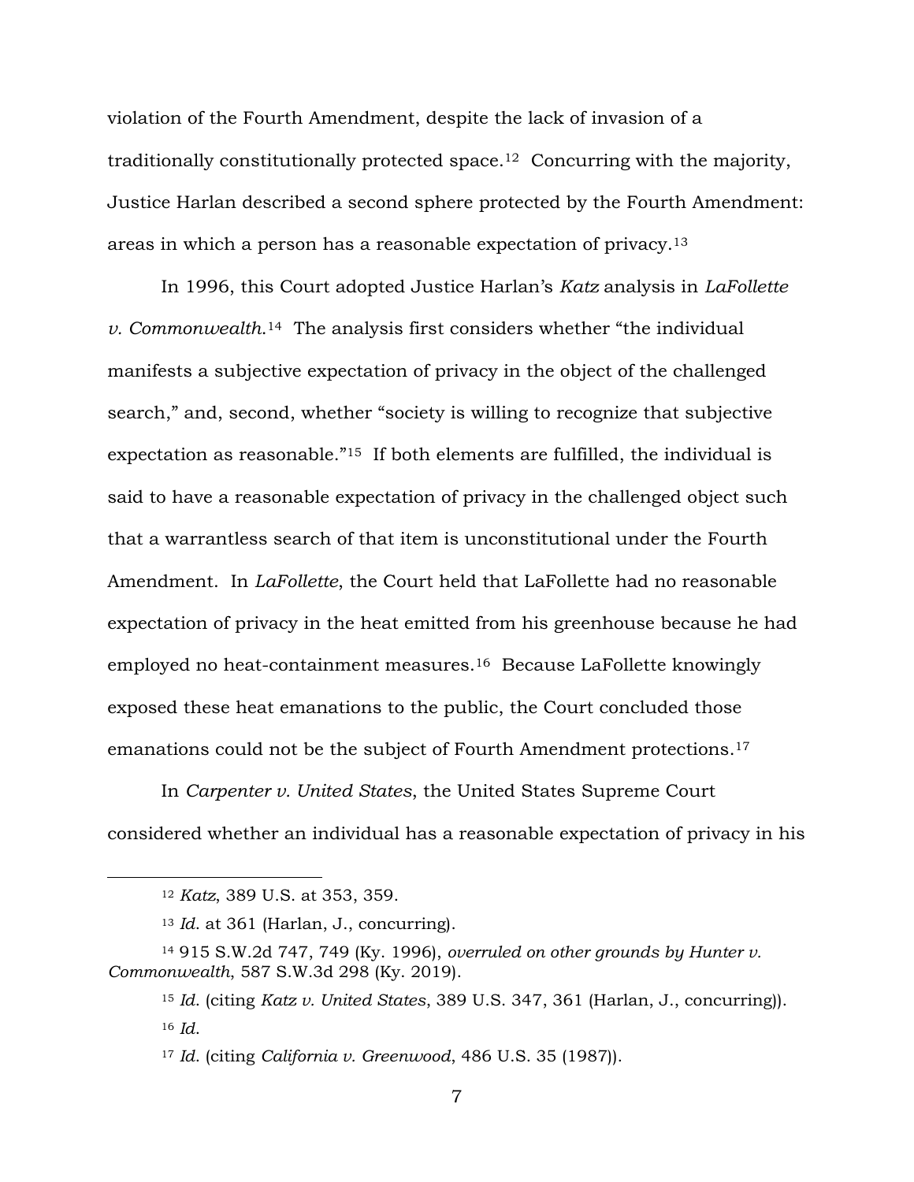violation of the Fourth Amendment, despite the lack of invasion of a traditionally constitutionally protected space.[12] Concurring with the majority, Justice Harlan described a second sphere protected by the Fourth Amendment: areas in which a person has a reasonable expectation of privacy.[13]

In 1996, this Court adopted Justice Harlan's *Katz* analysis in *LaFollette v. Commonwealth*.[14] The analysis first considers whether "the individual manifests a subjective expectation of privacy in the object of the challenged search," and, second, whether "society is willing to recognize that subjective expectation as reasonable."[15] If both elements are fulfilled, the individual is said to have a reasonable expectation of privacy in the challenged object such that a warrantless search of that item is unconstitutional under the Fourth Amendment. In *LaFollette*, the Court held that LaFollette had no reasonable expectation of privacy in the heat emitted from his greenhouse because he had employed no heat-containment measures.[16] Because LaFollette knowingly exposed these heat emanations to the public, the Court concluded those emanations could not be the subject of Fourth Amendment protections.[17]

In *Carpenter v. United States*, the United States Supreme Court considered whether an individual has a reasonable expectation of privacy in his

---

[12] *Katz*, 389 U.S. at 353, 359.

[13] *Id*. at 361 (Harlan, J., concurring).

[14] 915 S.W.2d 747, 749 (Ky. 1996), *overruled on other grounds by Hunter v. Commonwealth*, 587 S.W.3d 298 (Ky. 2019).

[15] *Id*. (citing *Katz v. United States*, 389 U.S. 347, 361 (Harlan, J., concurring)).

[16] *Id*.

[17] *Id*. (citing *California v. Greenwood*, 486 U.S. 35 (1987)).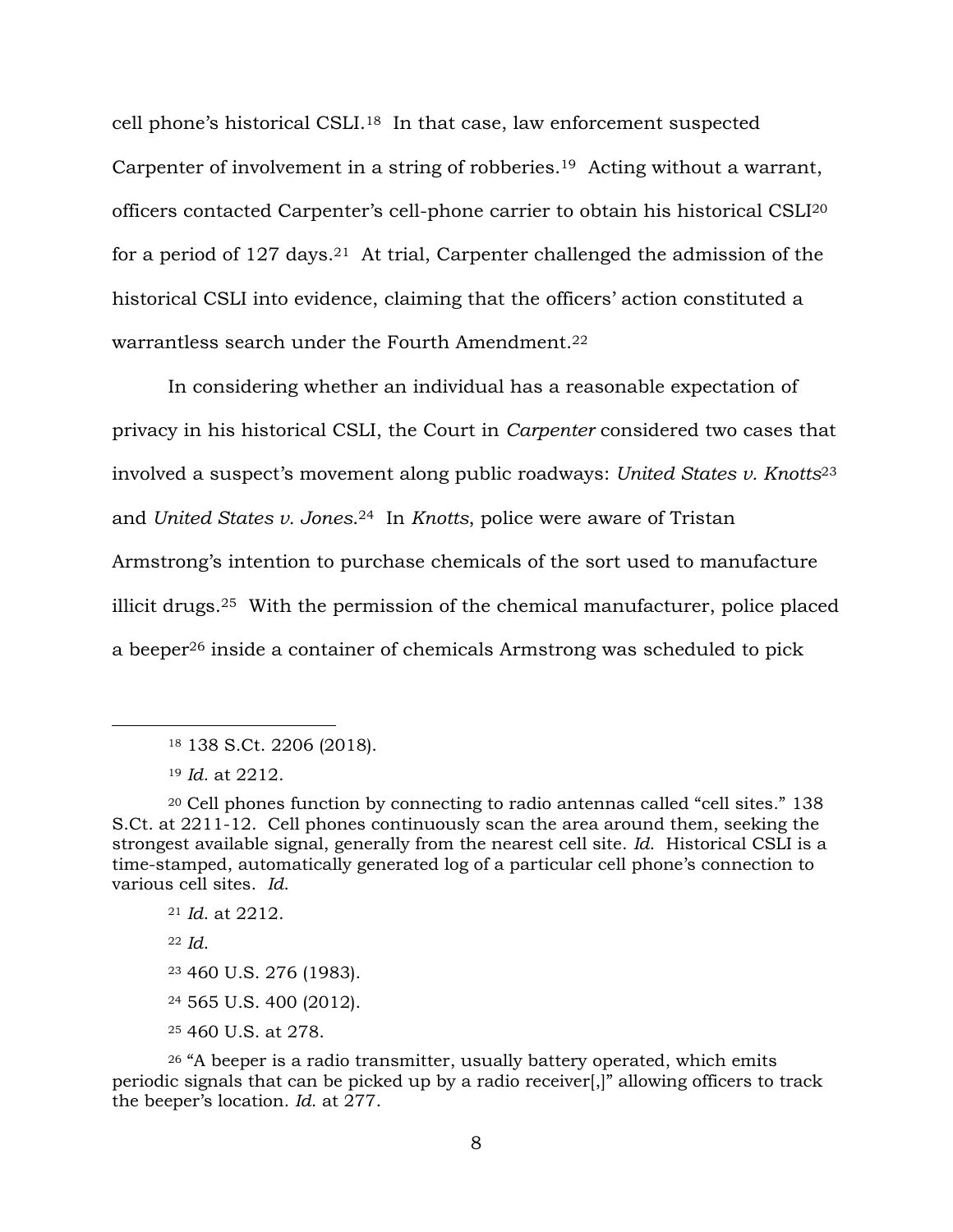cell phone's historical CSLI.[18] In that case, law enforcement suspected Carpenter of involvement in a string of robberies.[19] Acting without a warrant, officers contacted Carpenter's cell-phone carrier to obtain his historical CSLI[20] for a period of 127 days.[21] At trial, Carpenter challenged the admission of the historical CSLI into evidence, claiming that the officers' action constituted a warrantless search under the Fourth Amendment.[22]

In considering whether an individual has a reasonable expectation of privacy in his historical CSLI, the Court in *Carpenter* considered two cases that involved a suspect's movement along public roadways: *United States v. Knotts*[23] and *United States v. Jones*.[24] In *Knotts*, police were aware of Tristan Armstrong's intention to purchase chemicals of the sort used to manufacture illicit drugs.[25] With the permission of the chemical manufacturer, police placed a beeper[26] inside a container of chemicals Armstrong was scheduled to pick

---

[18] 138 S.Ct. 2206 (2018).

[19] *Id.* at 2212.

[20] Cell phones function by connecting to radio antennas called "cell sites." 138 S.Ct. at 2211-12. Cell phones continuously scan the area around them, seeking the strongest available signal, generally from the nearest cell site. *Id.* Historical CSLI is a time-stamped, automatically generated log of a particular cell phone's connection to various cell sites. *Id.*

[21] *Id.* at 2212.

[22] *Id.*

[23] 460 U.S. 276 (1983).

[24] 565 U.S. 400 (2012).

[25] 460 U.S. at 278.

[26] "A beeper is a radio transmitter, usually battery operated, which emits periodic signals that can be picked up by a radio receiver[,]" allowing officers to track the beeper's location. *Id.* at 277.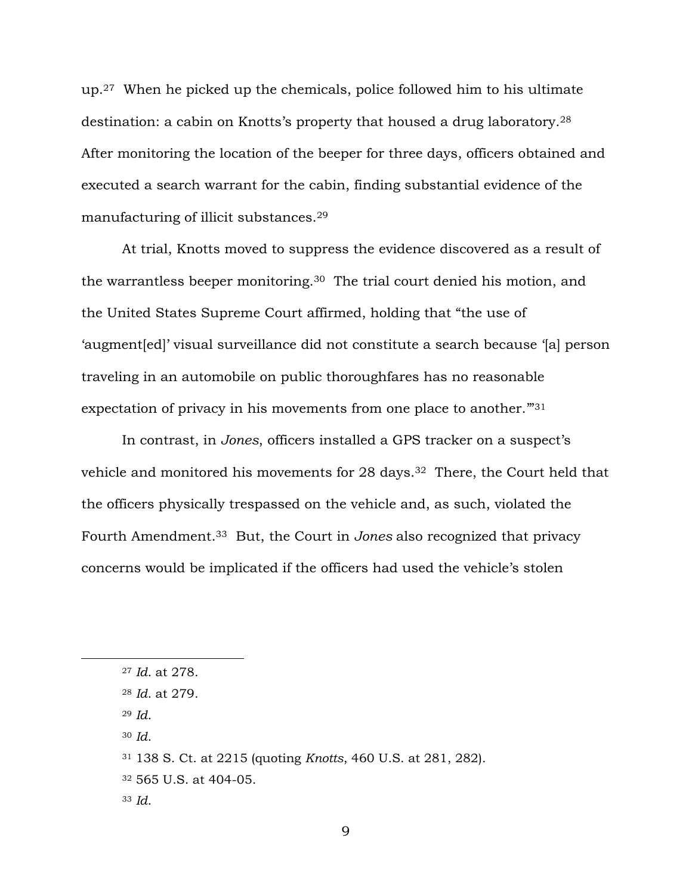up.[27] When he picked up the chemicals, police followed him to his ultimate destination: a cabin on Knotts's property that housed a drug laboratory.[28] After monitoring the location of the beeper for three days, officers obtained and executed a search warrant for the cabin, finding substantial evidence of the manufacturing of illicit substances.[29]

At trial, Knotts moved to suppress the evidence discovered as a result of the warrantless beeper monitoring.[30] The trial court denied his motion, and the United States Supreme Court affirmed, holding that "the use of 'augment[ed]' visual surveillance did not constitute a search because '[a] person traveling in an automobile on public thoroughfares has no reasonable expectation of privacy in his movements from one place to another.'"[31]

In contrast, in *Jones*, officers installed a GPS tracker on a suspect's vehicle and monitored his movements for 28 days.[32] There, the Court held that the officers physically trespassed on the vehicle and, as such, violated the Fourth Amendment.[33] But, the Court in *Jones* also recognized that privacy concerns would be implicated if the officers had used the vehicle's stolen

---

[27] *Id.* at 278.

[28] *Id.* at 279.

[29] *Id.*

[30] *Id.*

[31] 138 S. Ct. at 2215 (quoting *Knotts*, 460 U.S. at 281, 282).

[32] 565 U.S. at 404-05.

[33] *Id.*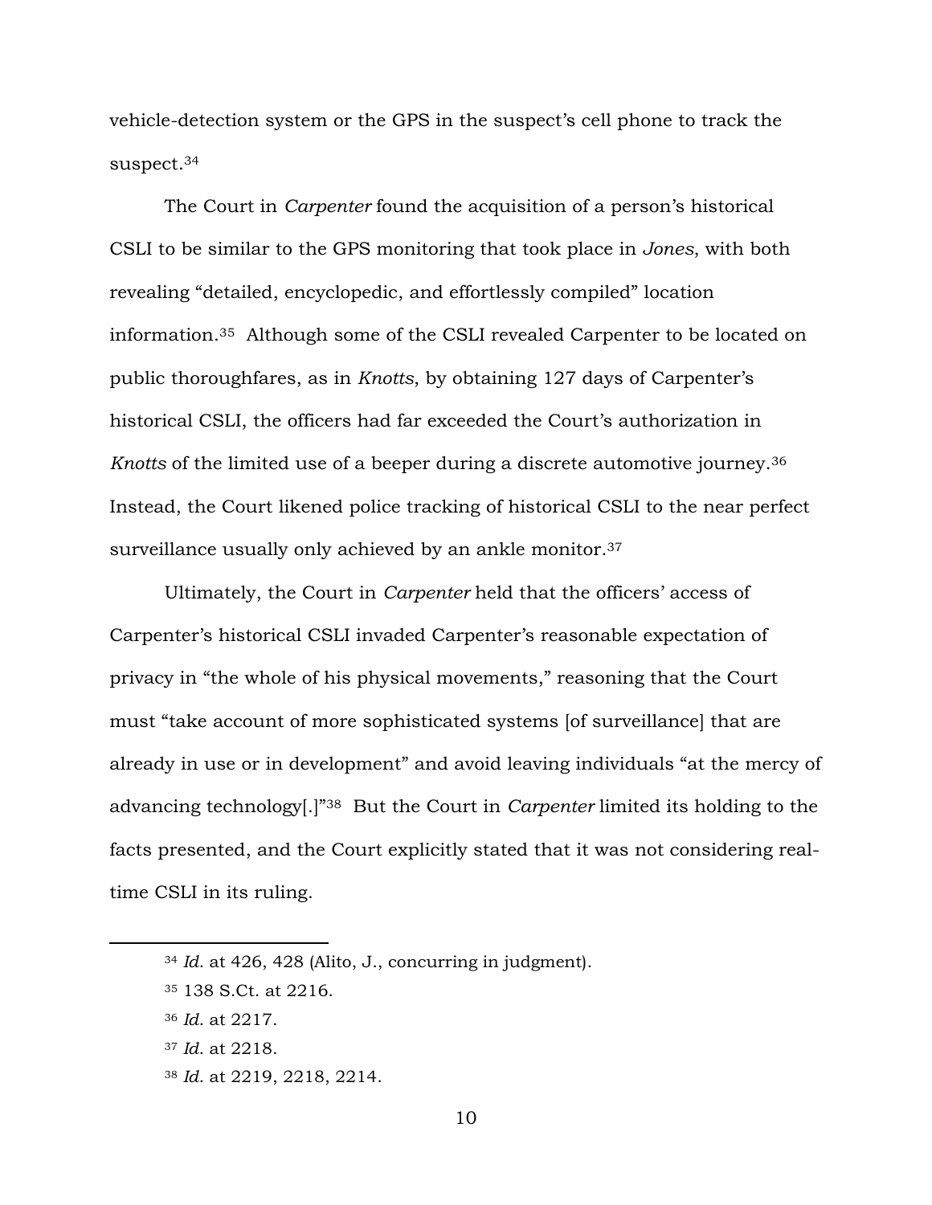vehicle-detection system or the GPS in the suspect's cell phone to track the suspect.[34]

The Court in *Carpenter* found the acquisition of a person's historical CSLI to be similar to the GPS monitoring that took place in *Jones*, with both revealing "detailed, encyclopedic, and effortlessly compiled" location information.[35] Although some of the CSLI revealed Carpenter to be located on public thoroughfares, as in *Knotts*, by obtaining 127 days of Carpenter's historical CSLI, the officers had far exceeded the Court's authorization in *Knotts* of the limited use of a beeper during a discrete automotive journey.[36] Instead, the Court likened police tracking of historical CSLI to the near perfect surveillance usually only achieved by an ankle monitor.[37]

Ultimately, the Court in *Carpenter* held that the officers' access of Carpenter's historical CSLI invaded Carpenter's reasonable expectation of privacy in "the whole of his physical movements," reasoning that the Court must "take account of more sophisticated systems [of surveillance] that are already in use or in development" and avoid leaving individuals "at the mercy of advancing technology[.]"[38] But the Court in *Carpenter* limited its holding to the facts presented, and the Court explicitly stated that it was not considering real-time CSLI in its ruling.

---

[34] *Id.* at 426, 428 (Alito, J., concurring in judgment).

[35] 138 S.Ct. at 2216.

[36] *Id.* at 2217.

[37] *Id.* at 2218.

[38] *Id.* at 2219, 2218, 2214.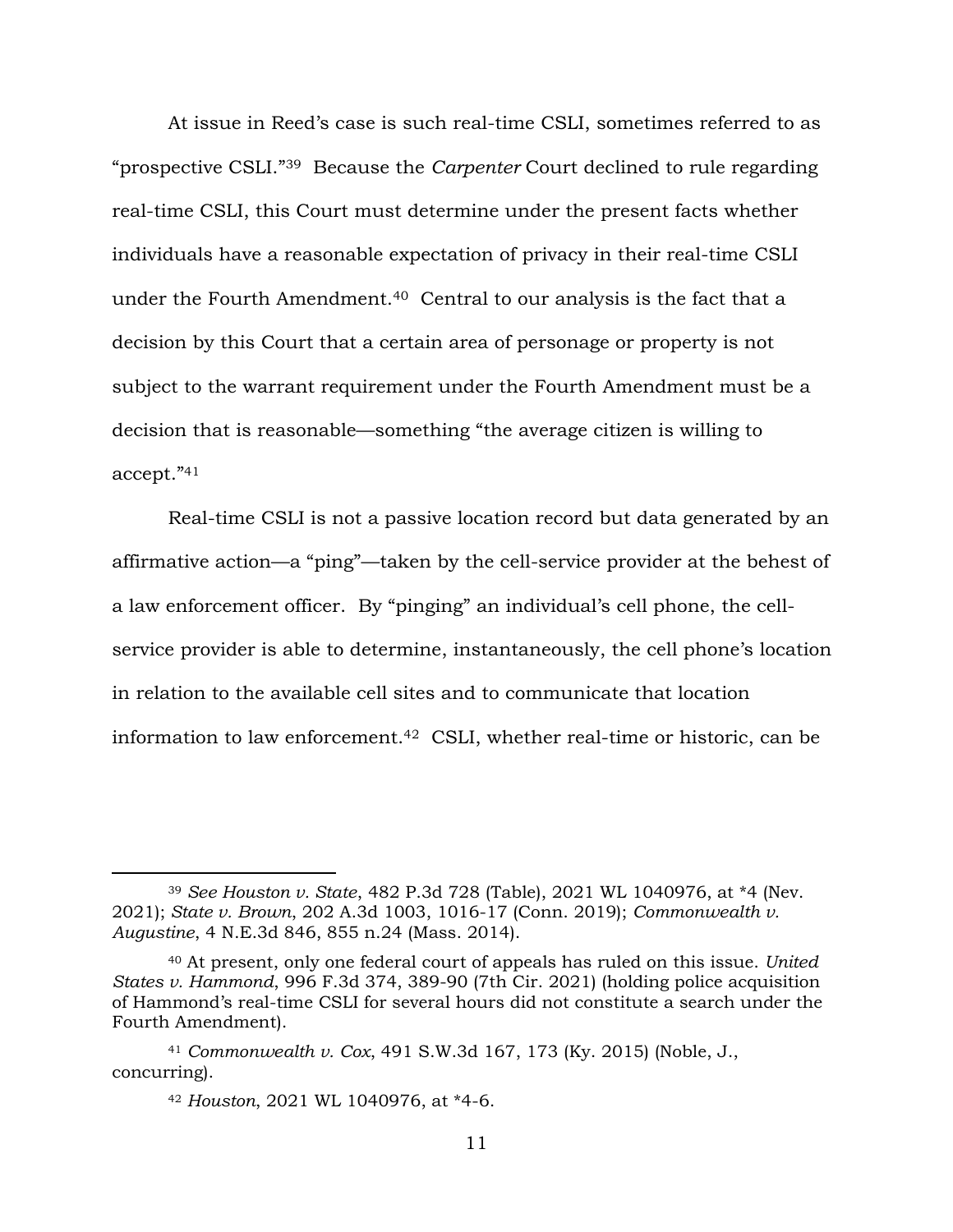At issue in Reed's case is such real-time CSLI, sometimes referred to as "prospective CSLI."[39] Because the *Carpenter* Court declined to rule regarding real-time CSLI, this Court must determine under the present facts whether individuals have a reasonable expectation of privacy in their real-time CSLI under the Fourth Amendment.[40] Central to our analysis is the fact that a decision by this Court that a certain area of personage or property is not subject to the warrant requirement under the Fourth Amendment must be a decision that is reasonable—something "the average citizen is willing to accept."[41]

Real-time CSLI is not a passive location record but data generated by an affirmative action—a "ping"—taken by the cell-service provider at the behest of a law enforcement officer. By "pinging" an individual's cell phone, the cell-service provider is able to determine, instantaneously, the cell phone's location in relation to the available cell sites and to communicate that location information to law enforcement.[42] CSLI, whether real-time or historic, can be

---

[39] *See Houston v. State*, 482 P.3d 728 (Table), 2021 WL 1040976, at *4 (Nev. 2021); *State v. Brown*, 202 A.3d 1003, 1016-17 (Conn. 2019); *Commonwealth v. Augustine*, 4 N.E.3d 846, 855 n.24 (Mass. 2014).

[40] At present, only one federal court of appeals has ruled on this issue. *United States v. Hammond*, 996 F.3d 374, 389-90 (7th Cir. 2021) (holding police acquisition of Hammond's real-time CSLI for several hours did not constitute a search under the Fourth Amendment).

[41] *Commonwealth v. Cox*, 491 S.W.3d 167, 173 (Ky. 2015) (Noble, J., concurring).

[42] *Houston*, 2021 WL 1040976, at *4-6.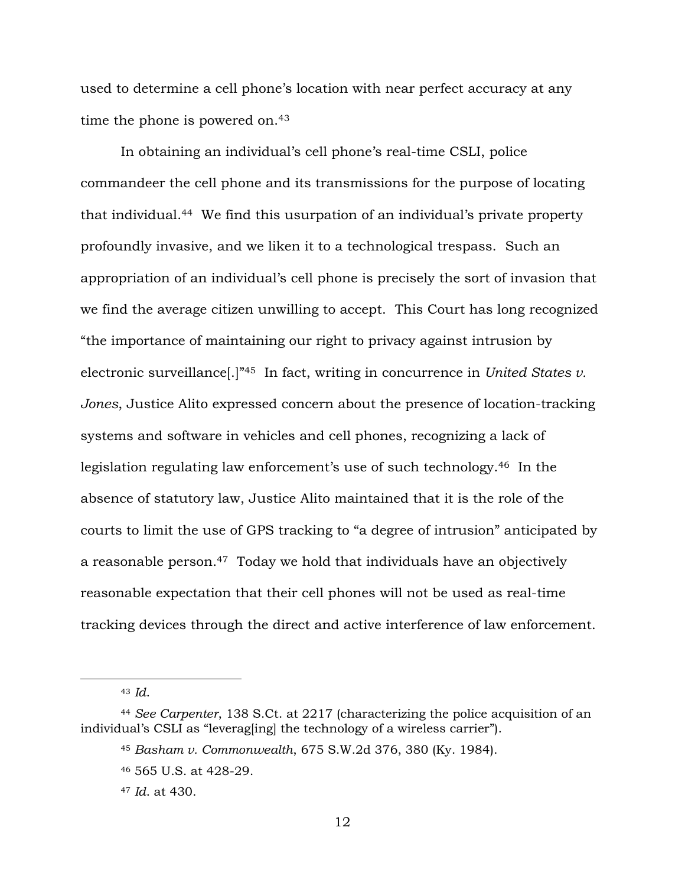used to determine a cell phone's location with near perfect accuracy at any time the phone is powered on.[43]

In obtaining an individual's cell phone's real-time CSLI, police commandeer the cell phone and its transmissions for the purpose of locating that individual.[44] We find this usurpation of an individual's private property profoundly invasive, and we liken it to a technological trespass. Such an appropriation of an individual's cell phone is precisely the sort of invasion that we find the average citizen unwilling to accept. This Court has long recognized "the importance of maintaining our right to privacy against intrusion by electronic surveillance[.]"[45] In fact, writing in concurrence in *United States v. Jones*, Justice Alito expressed concern about the presence of location-tracking systems and software in vehicles and cell phones, recognizing a lack of legislation regulating law enforcement's use of such technology.[46] In the absence of statutory law, Justice Alito maintained that it is the role of the courts to limit the use of GPS tracking to "a degree of intrusion" anticipated by a reasonable person.[47] Today we hold that individuals have an objectively reasonable expectation that their cell phones will not be used as real-time tracking devices through the direct and active interference of law enforcement.

---

[43] *Id.*

[44] *See Carpenter*, 138 S.Ct. at 2217 (characterizing the police acquisition of an individual's CSLI as "leverag[ing] the technology of a wireless carrier").

[45] *Basham v. Commonwealth*, 675 S.W.2d 376, 380 (Ky. 1984).

[46] 565 U.S. at 428-29.

[47] *Id.* at 430.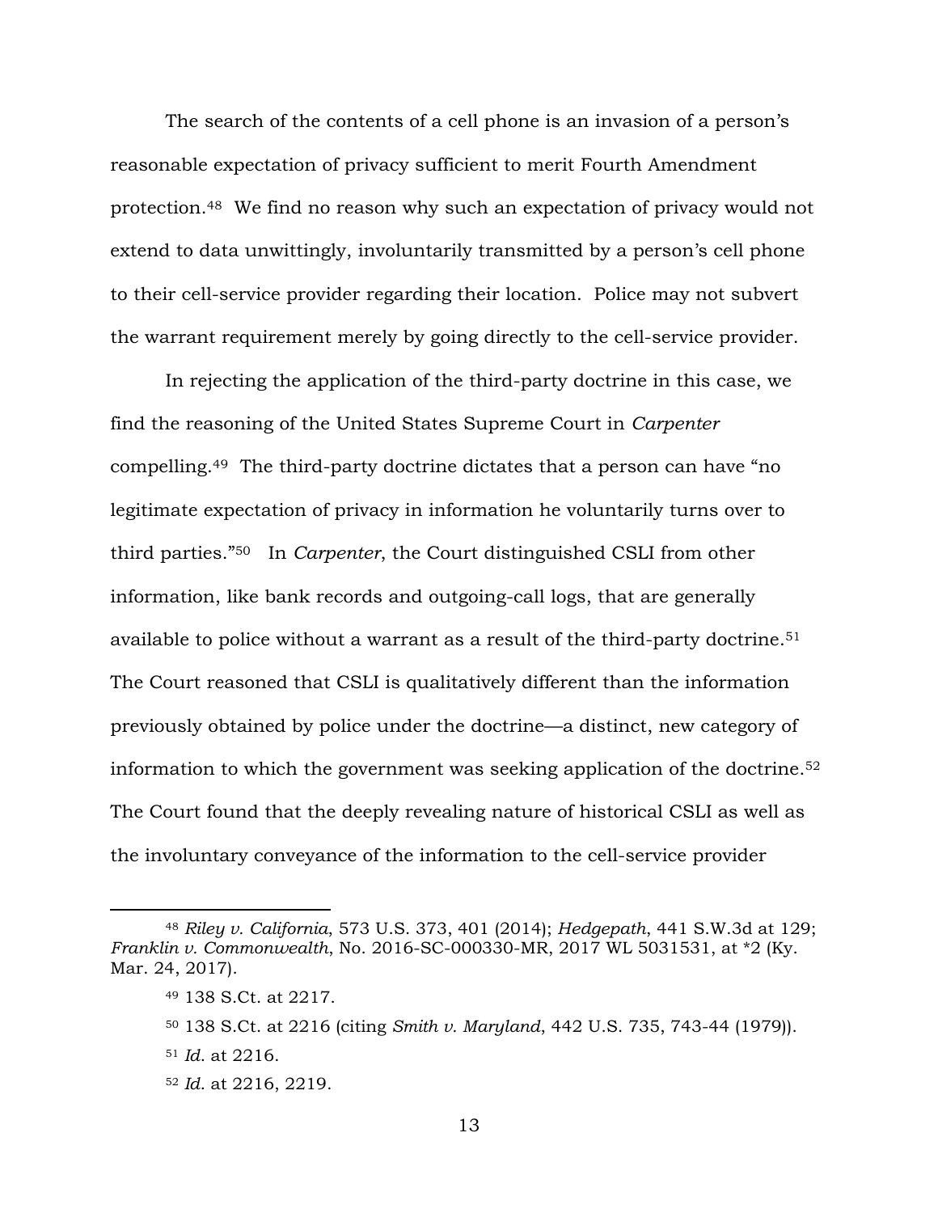The search of the contents of a cell phone is an invasion of a person's reasonable expectation of privacy sufficient to merit Fourth Amendment protection.[48] We find no reason why such an expectation of privacy would not extend to data unwittingly, involuntarily transmitted by a person's cell phone to their cell-service provider regarding their location. Police may not subvert the warrant requirement merely by going directly to the cell-service provider.

In rejecting the application of the third-party doctrine in this case, we find the reasoning of the United States Supreme Court in *Carpenter* compelling.[49] The third-party doctrine dictates that a person can have "no legitimate expectation of privacy in information he voluntarily turns over to third parties."[50] In *Carpenter*, the Court distinguished CSLI from other information, like bank records and outgoing-call logs, that are generally available to police without a warrant as a result of the third-party doctrine.[51] The Court reasoned that CSLI is qualitatively different than the information previously obtained by police under the doctrine—a distinct, new category of information to which the government was seeking application of the doctrine.[52] The Court found that the deeply revealing nature of historical CSLI as well as the involuntary conveyance of the information to the cell-service provider

---

[48] *Riley v. California*, 573 U.S. 373, 401 (2014); *Hedgepath*, 441 S.W.3d at 129; *Franklin v. Commonwealth*, No. 2016-SC-000330-MR, 2017 WL 5031531, at *2 (Ky. Mar. 24, 2017).

[49] 138 S.Ct. at 2217.

[50] 138 S.Ct. at 2216 (citing *Smith v. Maryland*, 442 U.S. 735, 743-44 (1979)).

[51] *Id.* at 2216.

[52] *Id.* at 2216, 2219.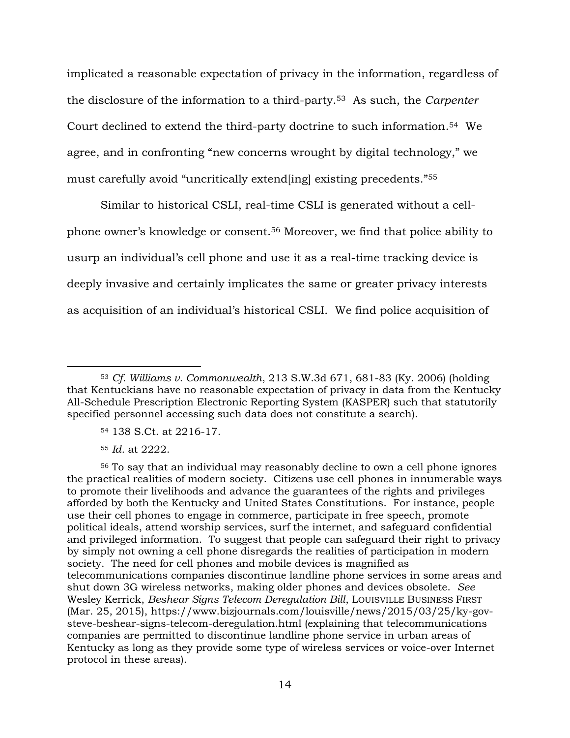implicated a reasonable expectation of privacy in the information, regardless of the disclosure of the information to a third-party.[53] As such, the *Carpenter* Court declined to extend the third-party doctrine to such information.[54] We agree, and in confronting "new concerns wrought by digital technology," we must carefully avoid "uncritically extend[ing] existing precedents."[55]

Similar to historical CSLI, real-time CSLI is generated without a cell-phone owner's knowledge or consent.[56] Moreover, we find that police ability to usurp an individual's cell phone and use it as a real-time tracking device is deeply invasive and certainly implicates the same or greater privacy interests as acquisition of an individual's historical CSLI. We find police acquisition of

---

[53] *Cf. Williams v. Commonwealth*, 213 S.W.3d 671, 681-83 (Ky. 2006) (holding that Kentuckians have no reasonable expectation of privacy in data from the Kentucky All-Schedule Prescription Electronic Reporting System (KASPER) such that statutorily specified personnel accessing such data does not constitute a search).

[54] 138 S.Ct. at 2216-17.

[55] *Id.* at 2222.

[56] To say that an individual may reasonably decline to own a cell phone ignores the practical realities of modern society. Citizens use cell phones in innumerable ways to promote their livelihoods and advance the guarantees of the rights and privileges afforded by both the Kentucky and United States Constitutions. For instance, people use their cell phones to engage in commerce, participate in free speech, promote political ideals, attend worship services, surf the internet, and safeguard confidential and privileged information. To suggest that people can safeguard their right to privacy by simply not owning a cell phone disregards the realities of participation in modern society. The need for cell phones and mobile devices is magnified as telecommunications companies discontinue landline phone services in some areas and shut down 3G wireless networks, making older phones and devices obsolete. *See* Wesley Kerrick, *Beshear Signs Telecom Deregulation Bill*, LOUISVILLE BUSINESS FIRST (Mar. 25, 2015), https://www.bizjournals.com/louisville/news/2015/03/25/ky-gov-steve-beshear-signs-telecom-deregulation.html (explaining that telecommunications companies are permitted to discontinue landline phone service in urban areas of Kentucky as long as they provide some type of wireless services or voice-over Internet protocol in these areas).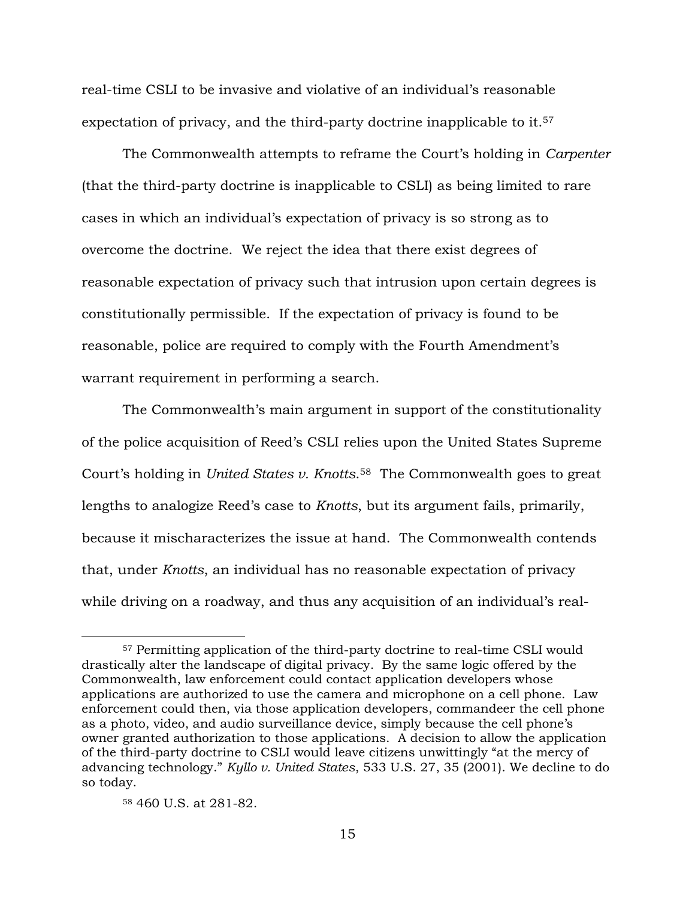real-time CSLI to be invasive and violative of an individual's reasonable expectation of privacy, and the third-party doctrine inapplicable to it.[57]

The Commonwealth attempts to reframe the Court's holding in *Carpenter* (that the third-party doctrine is inapplicable to CSLI) as being limited to rare cases in which an individual's expectation of privacy is so strong as to overcome the doctrine. We reject the idea that there exist degrees of reasonable expectation of privacy such that intrusion upon certain degrees is constitutionally permissible. If the expectation of privacy is found to be reasonable, police are required to comply with the Fourth Amendment's warrant requirement in performing a search.

The Commonwealth's main argument in support of the constitutionality of the police acquisition of Reed's CSLI relies upon the United States Supreme Court's holding in *United States v. Knotts*.[58] The Commonwealth goes to great lengths to analogize Reed's case to *Knotts*, but its argument fails, primarily, because it mischaracterizes the issue at hand. The Commonwealth contends that, under *Knotts*, an individual has no reasonable expectation of privacy while driving on a roadway, and thus any acquisition of an individual's real-

---

[57] Permitting application of the third-party doctrine to real-time CSLI would drastically alter the landscape of digital privacy. By the same logic offered by the Commonwealth, law enforcement could contact application developers whose applications are authorized to use the camera and microphone on a cell phone. Law enforcement could then, via those application developers, commandeer the cell phone as a photo, video, and audio surveillance device, simply because the cell phone's owner granted authorization to those applications. A decision to allow the application of the third-party doctrine to CSLI would leave citizens unwittingly "at the mercy of advancing technology." *Kyllo v. United States*, 533 U.S. 27, 35 (2001). We decline to do so today.

[58] 460 U.S. at 281-82.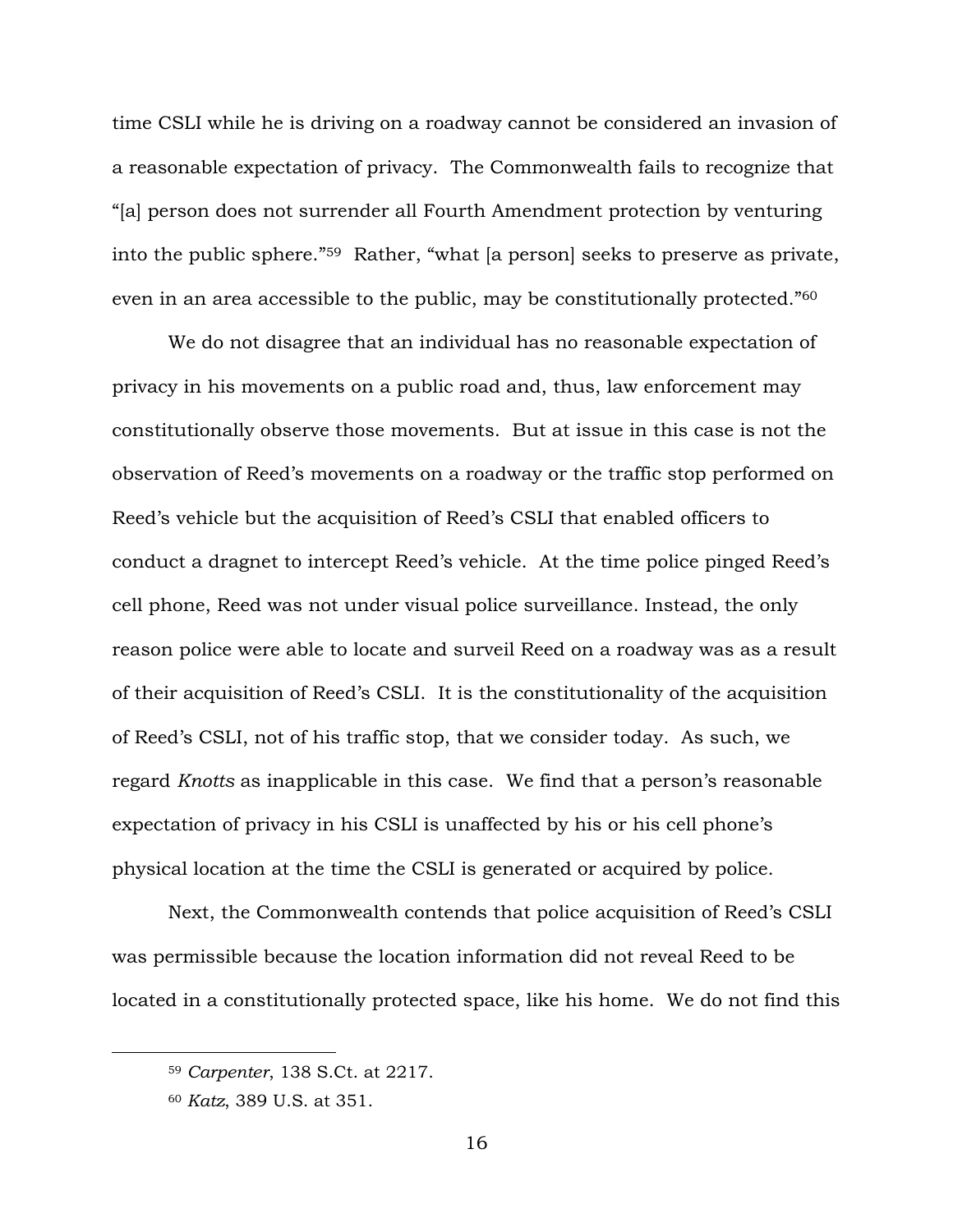time CSLI while he is driving on a roadway cannot be considered an invasion of a reasonable expectation of privacy. The Commonwealth fails to recognize that "[a] person does not surrender all Fourth Amendment protection by venturing into the public sphere."[59] Rather, "what [a person] seeks to preserve as private, even in an area accessible to the public, may be constitutionally protected."[60]

We do not disagree that an individual has no reasonable expectation of privacy in his movements on a public road and, thus, law enforcement may constitutionally observe those movements. But at issue in this case is not the observation of Reed's movements on a roadway or the traffic stop performed on Reed's vehicle but the acquisition of Reed's CSLI that enabled officers to conduct a dragnet to intercept Reed's vehicle. At the time police pinged Reed's cell phone, Reed was not under visual police surveillance. Instead, the only reason police were able to locate and surveil Reed on a roadway was as a result of their acquisition of Reed's CSLI. It is the constitutionality of the acquisition of Reed's CSLI, not of his traffic stop, that we consider today. As such, we regard *Knotts* as inapplicable in this case. We find that a person's reasonable expectation of privacy in his CSLI is unaffected by his or his cell phone's physical location at the time the CSLI is generated or acquired by police.

Next, the Commonwealth contends that police acquisition of Reed's CSLI was permissible because the location information did not reveal Reed to be located in a constitutionally protected space, like his home. We do not find this

---

[59] *Carpenter*, 138 S.Ct. at 2217.

[60] *Katz*, 389 U.S. at 351.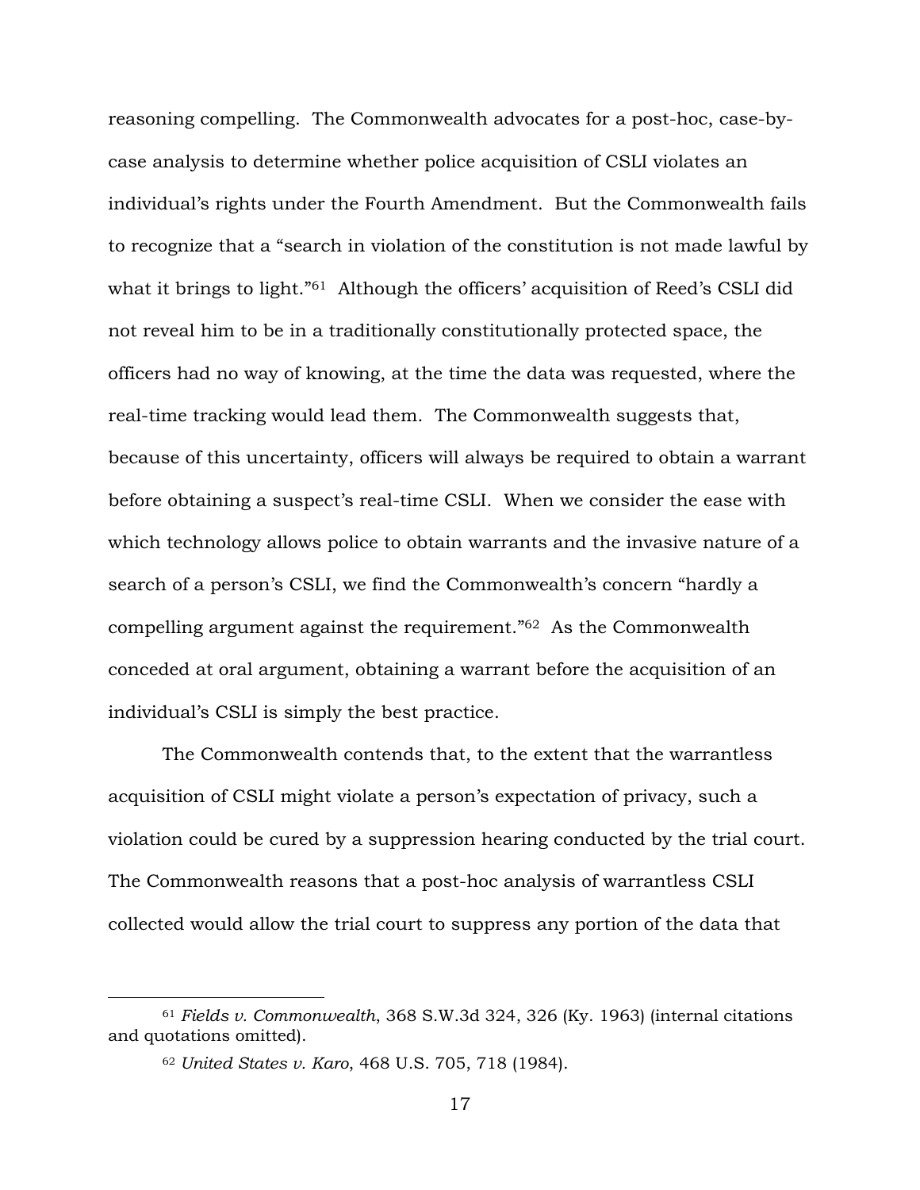reasoning compelling. The Commonwealth advocates for a post-hoc, case-by-case analysis to determine whether police acquisition of CSLI violates an individual's rights under the Fourth Amendment. But the Commonwealth fails to recognize that a "search in violation of the constitution is not made lawful by what it brings to light."[61] Although the officers' acquisition of Reed's CSLI did not reveal him to be in a traditionally constitutionally protected space, the officers had no way of knowing, at the time the data was requested, where the real-time tracking would lead them. The Commonwealth suggests that, because of this uncertainty, officers will always be required to obtain a warrant before obtaining a suspect's real-time CSLI. When we consider the ease with which technology allows police to obtain warrants and the invasive nature of a search of a person's CSLI, we find the Commonwealth's concern "hardly a compelling argument against the requirement."[62] As the Commonwealth conceded at oral argument, obtaining a warrant before the acquisition of an individual's CSLI is simply the best practice.

The Commonwealth contends that, to the extent that the warrantless acquisition of CSLI might violate a person's expectation of privacy, such a violation could be cured by a suppression hearing conducted by the trial court. The Commonwealth reasons that a post-hoc analysis of warrantless CSLI collected would allow the trial court to suppress any portion of the data that

---

[61] *Fields v. Commonwealth*, 368 S.W.3d 324, 326 (Ky. 1963) (internal citations and quotations omitted).

[62] *United States v. Karo*, 468 U.S. 705, 718 (1984).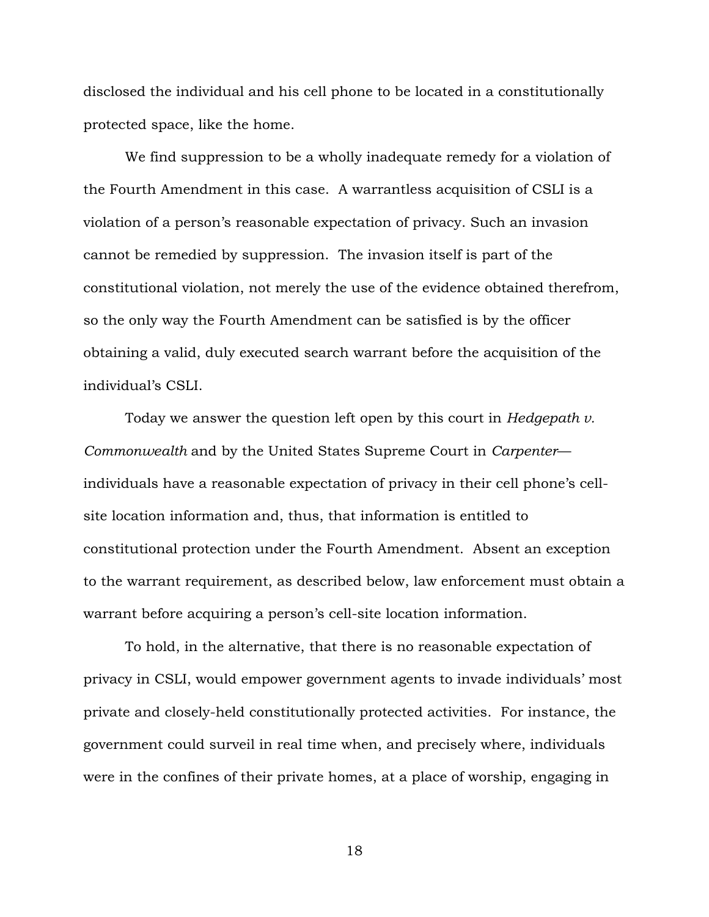disclosed the individual and his cell phone to be located in a constitutionally protected space, like the home.

We find suppression to be a wholly inadequate remedy for a violation of the Fourth Amendment in this case. A warrantless acquisition of CSLI is a violation of a person's reasonable expectation of privacy. Such an invasion cannot be remedied by suppression. The invasion itself is part of the constitutional violation, not merely the use of the evidence obtained therefrom, so the only way the Fourth Amendment can be satisfied is by the officer obtaining a valid, duly executed search warrant before the acquisition of the individual's CSLI.

Today we answer the question left open by this court in *Hedgepath v. Commonwealth* and by the United States Supreme Court in *Carpenter*—individuals have a reasonable expectation of privacy in their cell phone's cell-site location information and, thus, that information is entitled to constitutional protection under the Fourth Amendment. Absent an exception to the warrant requirement, as described below, law enforcement must obtain a warrant before acquiring a person's cell-site location information.

To hold, in the alternative, that there is no reasonable expectation of privacy in CSLI, would empower government agents to invade individuals' most private and closely-held constitutionally protected activities. For instance, the government could surveil in real time when, and precisely where, individuals were in the confines of their private homes, at a place of worship, engaging in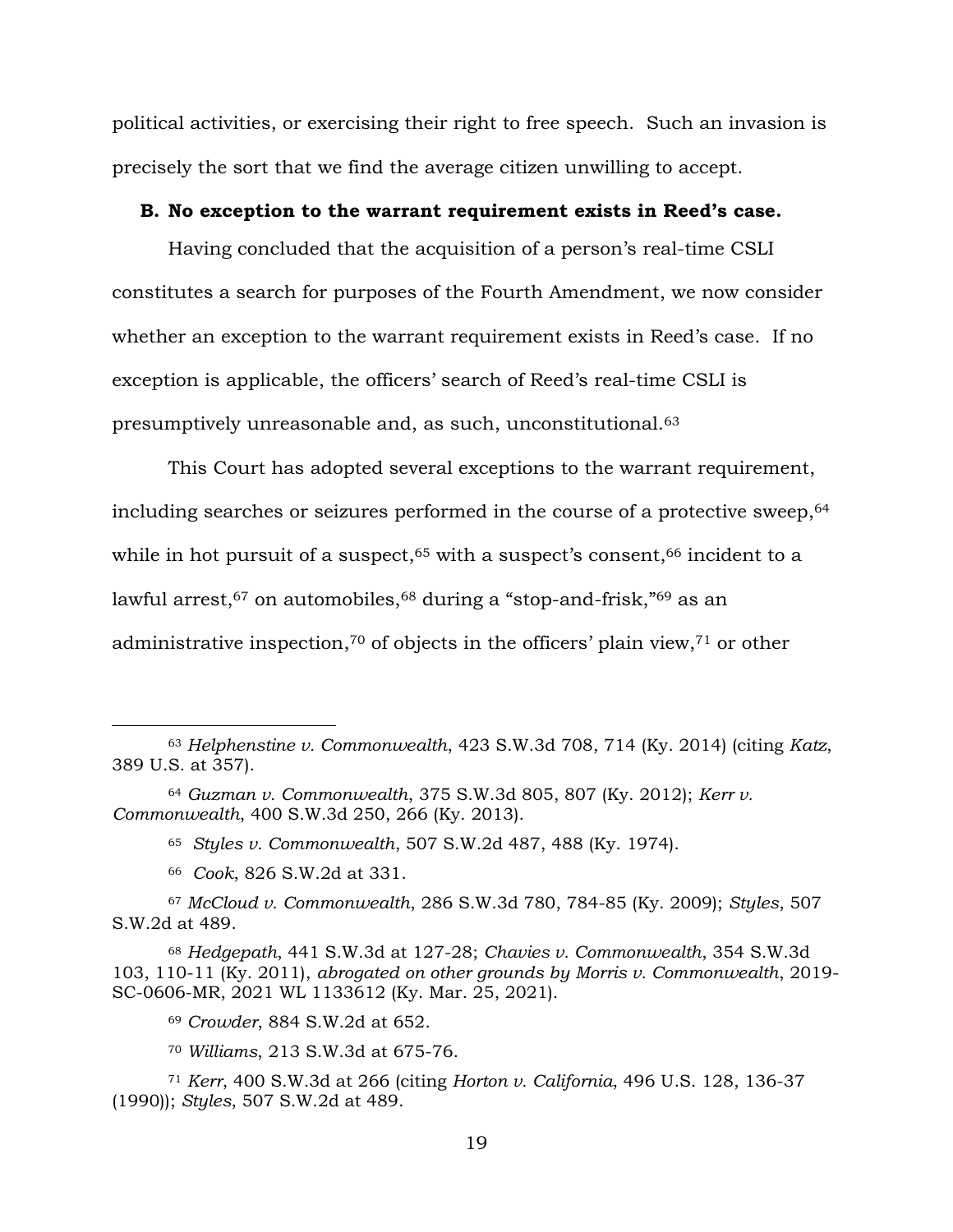political activities, or exercising their right to free speech. Such an invasion is precisely the sort that we find the average citizen unwilling to accept.

**B. No exception to the warrant requirement exists in Reed's case.**

Having concluded that the acquisition of a person's real-time CSLI constitutes a search for purposes of the Fourth Amendment, we now consider whether an exception to the warrant requirement exists in Reed's case. If no exception is applicable, the officers' search of Reed's real-time CSLI is presumptively unreasonable and, as such, unconstitutional.[63]

This Court has adopted several exceptions to the warrant requirement, including searches or seizures performed in the course of a protective sweep,[64] while in hot pursuit of a suspect,[65] with a suspect's consent,[66] incident to a lawful arrest,[67] on automobiles,[68] during a "stop-and-frisk,"[69] as an administrative inspection,[70] of objects in the officers' plain view,[71] or other

---

[63] *Helphenstine v. Commonwealth*, 423 S.W.3d 708, 714 (Ky. 2014) (citing *Katz*, 389 U.S. at 357).

[64] *Guzman v. Commonwealth*, 375 S.W.3d 805, 807 (Ky. 2012); *Kerr v. Commonwealth*, 400 S.W.3d 250, 266 (Ky. 2013).

[65] *Styles v. Commonwealth*, 507 S.W.2d 487, 488 (Ky. 1974).

[66] *Cook*, 826 S.W.2d at 331.

[67] *McCloud v. Commonwealth*, 286 S.W.3d 780, 784-85 (Ky. 2009); *Styles*, 507 S.W.2d at 489.

[68] *Hedgepath*, 441 S.W.3d at 127-28; *Chavies v. Commonwealth*, 354 S.W.3d 103, 110-11 (Ky. 2011), *abrogated on other grounds by Morris v. Commonwealth*, 2019-SC-0606-MR, 2021 WL 1133612 (Ky. Mar. 25, 2021).

[69] *Crowder*, 884 S.W.2d at 652.

[70] *Williams*, 213 S.W.3d at 675-76.

[71] *Kerr*, 400 S.W.3d at 266 (citing *Horton v. California*, 496 U.S. 128, 136-37 (1990)); *Styles*, 507 S.W.2d at 489.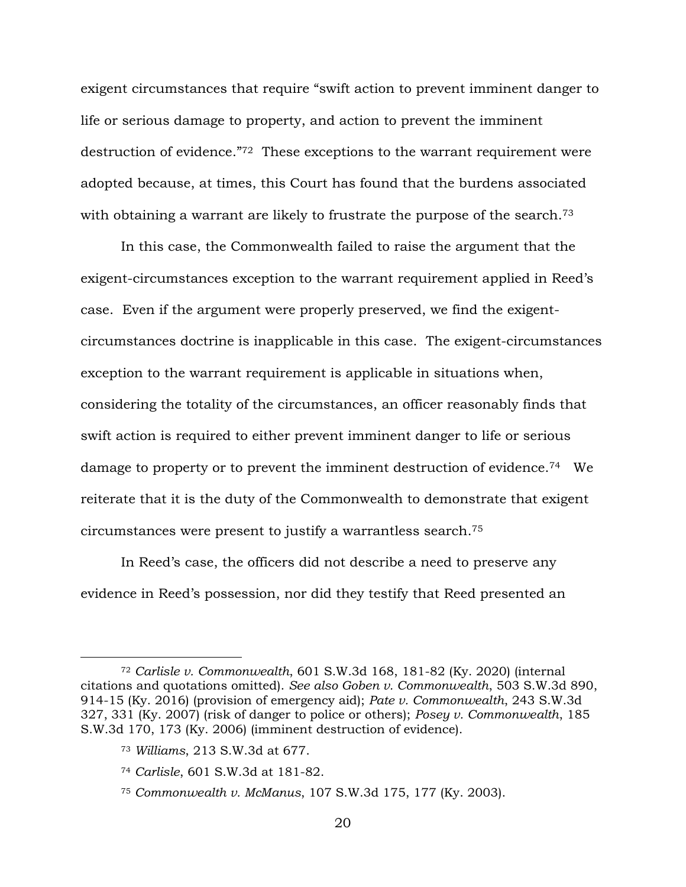exigent circumstances that require "swift action to prevent imminent danger to life or serious damage to property, and action to prevent the imminent destruction of evidence."[72] These exceptions to the warrant requirement were adopted because, at times, this Court has found that the burdens associated with obtaining a warrant are likely to frustrate the purpose of the search.[73]

In this case, the Commonwealth failed to raise the argument that the exigent-circumstances exception to the warrant requirement applied in Reed's case. Even if the argument were properly preserved, we find the exigent-circumstances doctrine is inapplicable in this case. The exigent-circumstances exception to the warrant requirement is applicable in situations when, considering the totality of the circumstances, an officer reasonably finds that swift action is required to either prevent imminent danger to life or serious damage to property or to prevent the imminent destruction of evidence.[74] We reiterate that it is the duty of the Commonwealth to demonstrate that exigent circumstances were present to justify a warrantless search.[75]

In Reed's case, the officers did not describe a need to preserve any evidence in Reed's possession, nor did they testify that Reed presented an

---

[72] *Carlisle v. Commonwealth*, 601 S.W.3d 168, 181-82 (Ky. 2020) (internal citations and quotations omitted). *See also Goben v. Commonwealth*, 503 S.W.3d 890, 914-15 (Ky. 2016) (provision of emergency aid); *Pate v. Commonwealth*, 243 S.W.3d 327, 331 (Ky. 2007) (risk of danger to police or others); *Posey v. Commonwealth*, 185 S.W.3d 170, 173 (Ky. 2006) (imminent destruction of evidence).

[73] *Williams*, 213 S.W.3d at 677.

[74] *Carlisle*, 601 S.W.3d at 181-82.

[75] *Commonwealth v. McManus*, 107 S.W.3d 175, 177 (Ky. 2003).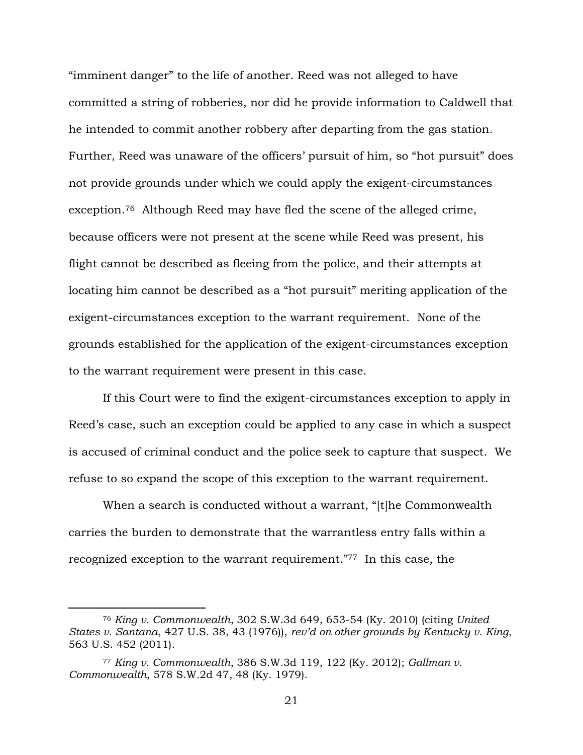"imminent danger" to the life of another. Reed was not alleged to have committed a string of robberies, nor did he provide information to Caldwell that he intended to commit another robbery after departing from the gas station. Further, Reed was unaware of the officers' pursuit of him, so "hot pursuit" does not provide grounds under which we could apply the exigent-circumstances exception.[76] Although Reed may have fled the scene of the alleged crime, because officers were not present at the scene while Reed was present, his flight cannot be described as fleeing from the police, and their attempts at locating him cannot be described as a "hot pursuit" meriting application of the exigent-circumstances exception to the warrant requirement. None of the grounds established for the application of the exigent-circumstances exception to the warrant requirement were present in this case.

If this Court were to find the exigent-circumstances exception to apply in Reed's case, such an exception could be applied to any case in which a suspect is accused of criminal conduct and the police seek to capture that suspect. We refuse to so expand the scope of this exception to the warrant requirement.

When a search is conducted without a warrant, "[t]he Commonwealth carries the burden to demonstrate that the warrantless entry falls within a recognized exception to the warrant requirement."[77] In this case, the

---

[76] *King v. Commonwealth*, 302 S.W.3d 649, 653-54 (Ky. 2010) (citing *United States v. Santana*, 427 U.S. 38, 43 (1976)), *rev'd on other grounds by Kentucky v. King*, 563 U.S. 452 (2011).

[77] *King v. Commonwealth*, 386 S.W.3d 119, 122 (Ky. 2012); *Gallman v. Commonwealth*, 578 S.W.2d 47, 48 (Ky. 1979).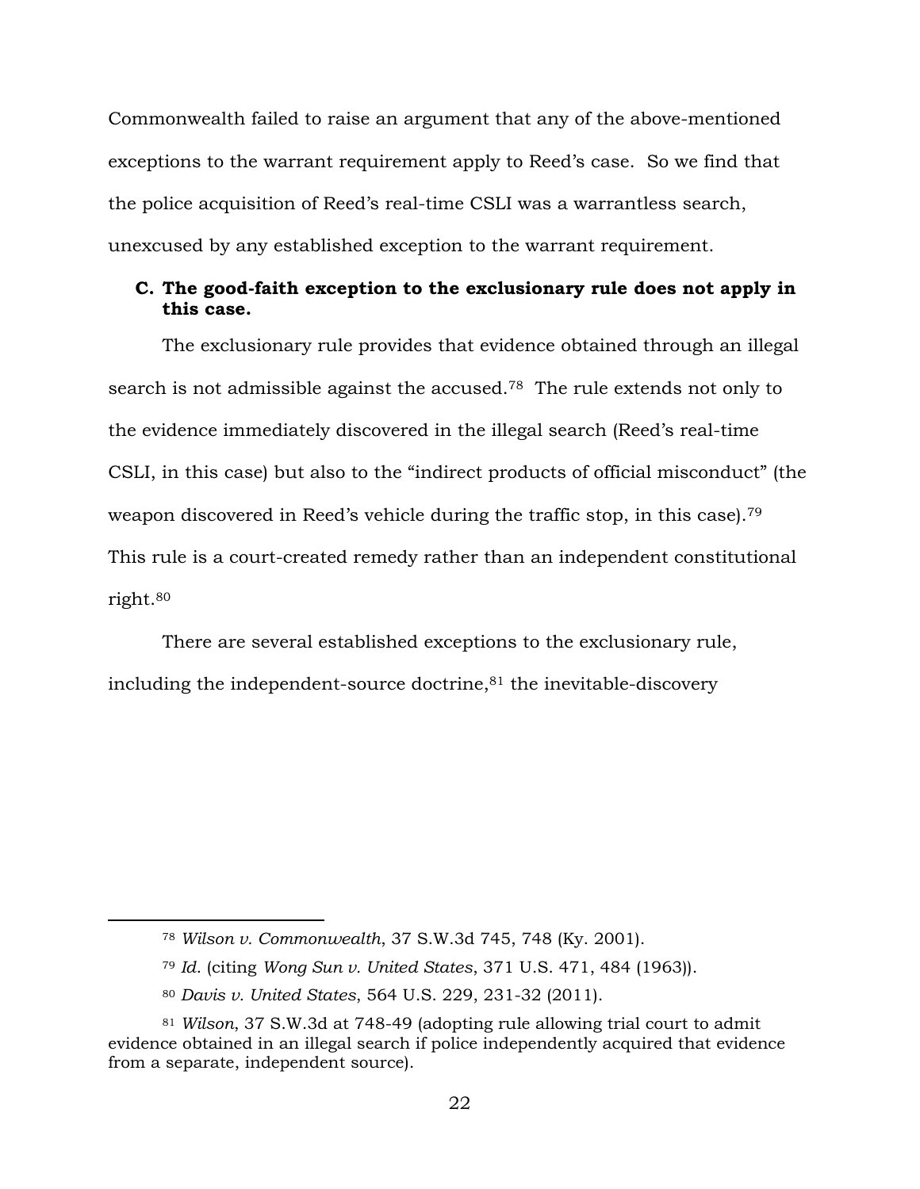Commonwealth failed to raise an argument that any of the above-mentioned exceptions to the warrant requirement apply to Reed's case. So we find that the police acquisition of Reed's real-time CSLI was a warrantless search, unexcused by any established exception to the warrant requirement.

### C. The good-faith exception to the exclusionary rule does not apply in this case.

The exclusionary rule provides that evidence obtained through an illegal search is not admissible against the accused.[78] The rule extends not only to the evidence immediately discovered in the illegal search (Reed's real-time CSLI, in this case) but also to the "indirect products of official misconduct" (the weapon discovered in Reed's vehicle during the traffic stop, in this case).[79] This rule is a court-created remedy rather than an independent constitutional right.[80]

There are several established exceptions to the exclusionary rule, including the independent-source doctrine,[81] the inevitable-discovery

---

[78] *Wilson v. Commonwealth*, 37 S.W.3d 745, 748 (Ky. 2001).

[79] *Id.* (citing *Wong Sun v. United States*, 371 U.S. 471, 484 (1963)).

[80] *Davis v. United States*, 564 U.S. 229, 231-32 (2011).

[81] *Wilson*, 37 S.W.3d at 748-49 (adopting rule allowing trial court to admit evidence obtained in an illegal search if police independently acquired that evidence from a separate, independent source).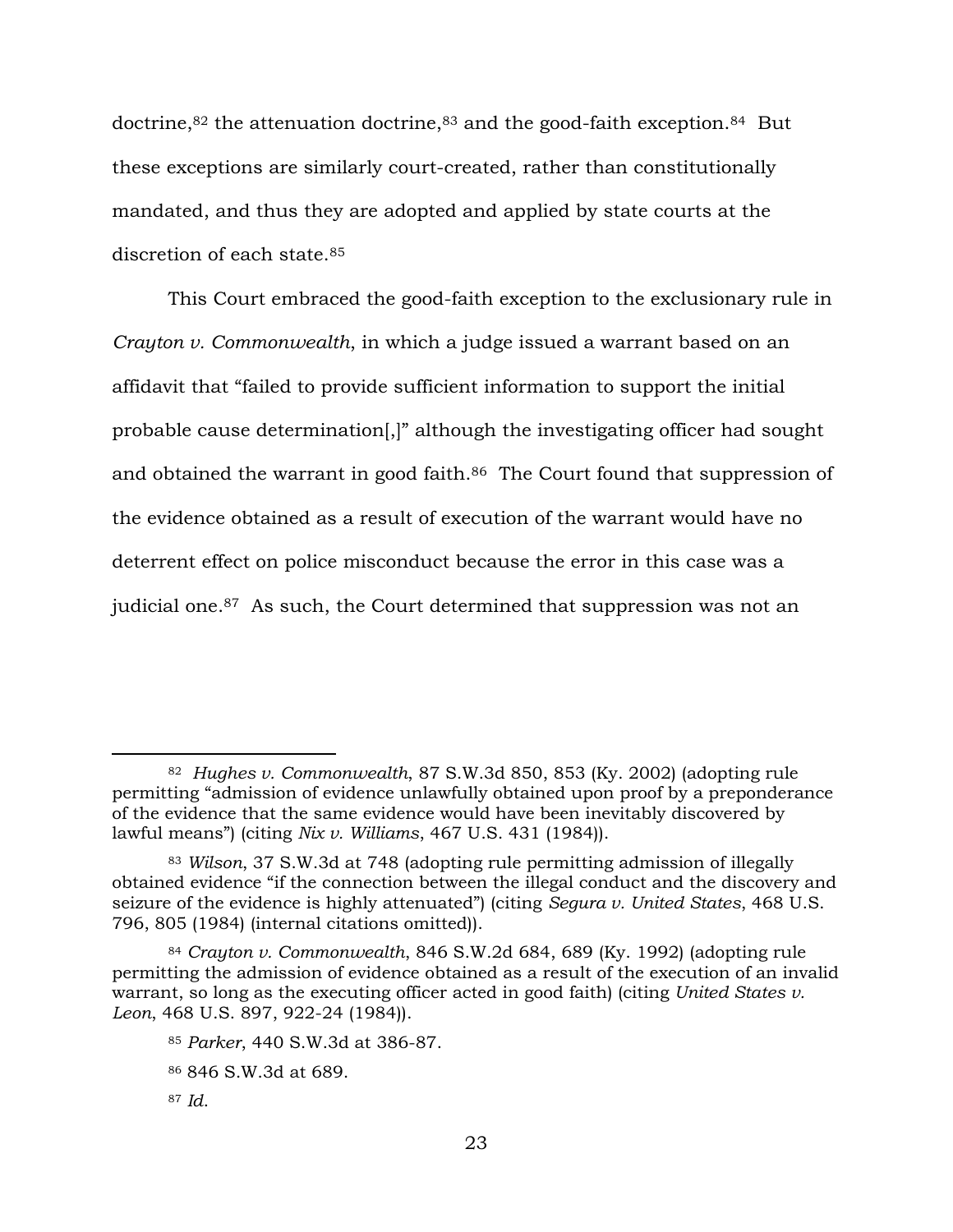doctrine,[82] the attenuation doctrine,[83] and the good-faith exception.[84] But these exceptions are similarly court-created, rather than constitutionally mandated, and thus they are adopted and applied by state courts at the discretion of each state.[85]

This Court embraced the good-faith exception to the exclusionary rule in *Crayton v. Commonwealth*, in which a judge issued a warrant based on an affidavit that "failed to provide sufficient information to support the initial probable cause determination[,]" although the investigating officer had sought and obtained the warrant in good faith.[86] The Court found that suppression of the evidence obtained as a result of execution of the warrant would have no deterrent effect on police misconduct because the error in this case was a judicial one.[87] As such, the Court determined that suppression was not an

---

[82] *Hughes v. Commonwealth*, 87 S.W.3d 850, 853 (Ky. 2002) (adopting rule permitting "admission of evidence unlawfully obtained upon proof by a preponderance of the evidence that the same evidence would have been inevitably discovered by lawful means") (citing *Nix v. Williams*, 467 U.S. 431 (1984)).

[83] *Wilson*, 37 S.W.3d at 748 (adopting rule permitting admission of illegally obtained evidence "if the connection between the illegal conduct and the discovery and seizure of the evidence is highly attenuated") (citing *Segura v. United States*, 468 U.S. 796, 805 (1984) (internal citations omitted)).

[84] *Crayton v. Commonwealth*, 846 S.W.2d 684, 689 (Ky. 1992) (adopting rule permitting the admission of evidence obtained as a result of the execution of an invalid warrant, so long as the executing officer acted in good faith) (citing *United States v. Leon*, 468 U.S. 897, 922-24 (1984)).

[85] *Parker*, 440 S.W.3d at 386-87.

[86] 846 S.W.3d at 689.

[87] *Id.*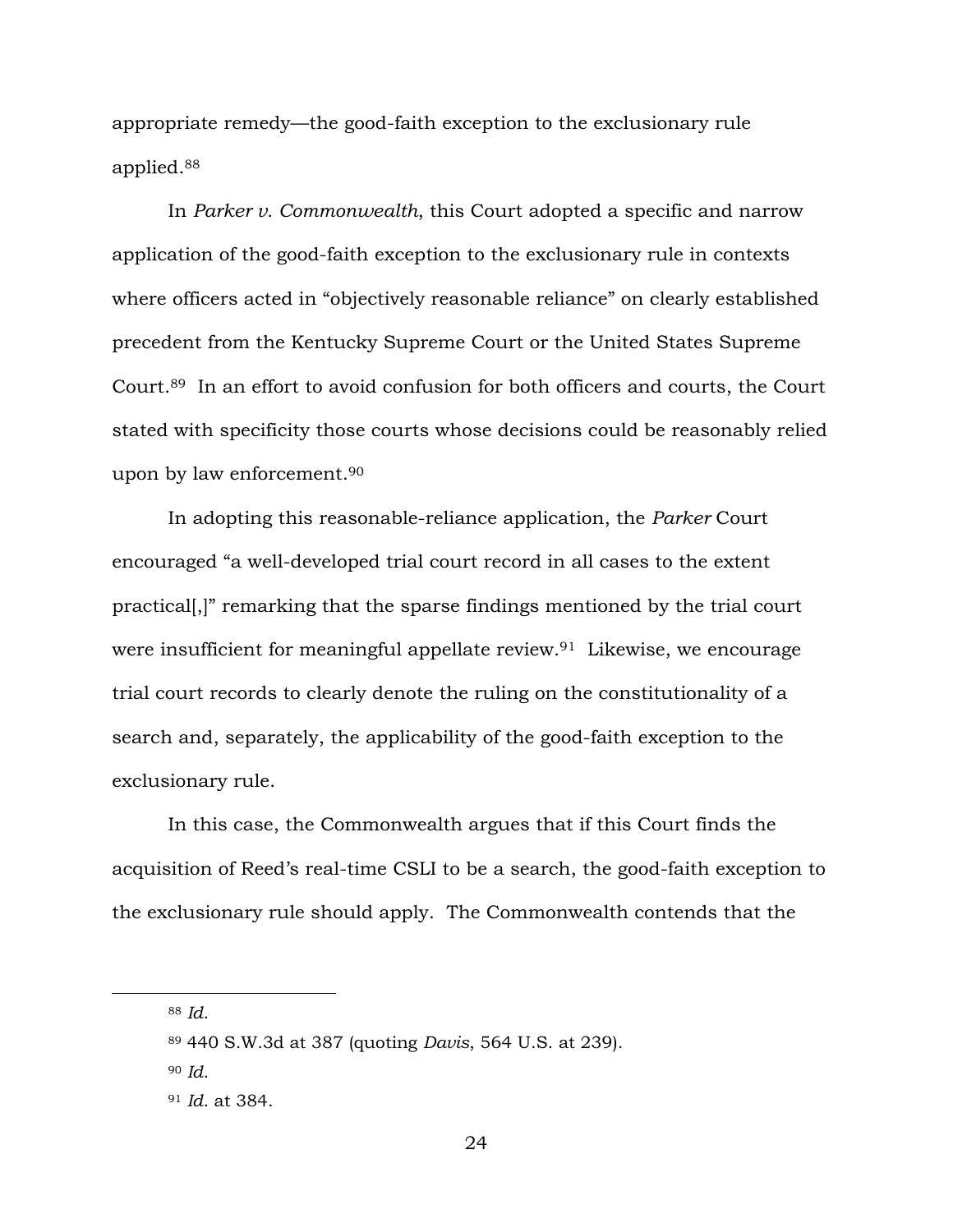appropriate remedy—the good-faith exception to the exclusionary rule applied.[88]

In *Parker v. Commonwealth*, this Court adopted a specific and narrow application of the good-faith exception to the exclusionary rule in contexts where officers acted in "objectively reasonable reliance" on clearly established precedent from the Kentucky Supreme Court or the United States Supreme Court.[89] In an effort to avoid confusion for both officers and courts, the Court stated with specificity those courts whose decisions could be reasonably relied upon by law enforcement.[90]

In adopting this reasonable-reliance application, the *Parker* Court encouraged "a well-developed trial court record in all cases to the extent practical[,]" remarking that the sparse findings mentioned by the trial court were insufficient for meaningful appellate review.[91] Likewise, we encourage trial court records to clearly denote the ruling on the constitutionality of a search and, separately, the applicability of the good-faith exception to the exclusionary rule.

In this case, the Commonwealth argues that if this Court finds the acquisition of Reed's real-time CSLI to be a search, the good-faith exception to the exclusionary rule should apply. The Commonwealth contends that the

---

[88] *Id.*

[89] 440 S.W.3d at 387 (quoting *Davis*, 564 U.S. at 239).

[90] *Id.*

[91] *Id.* at 384.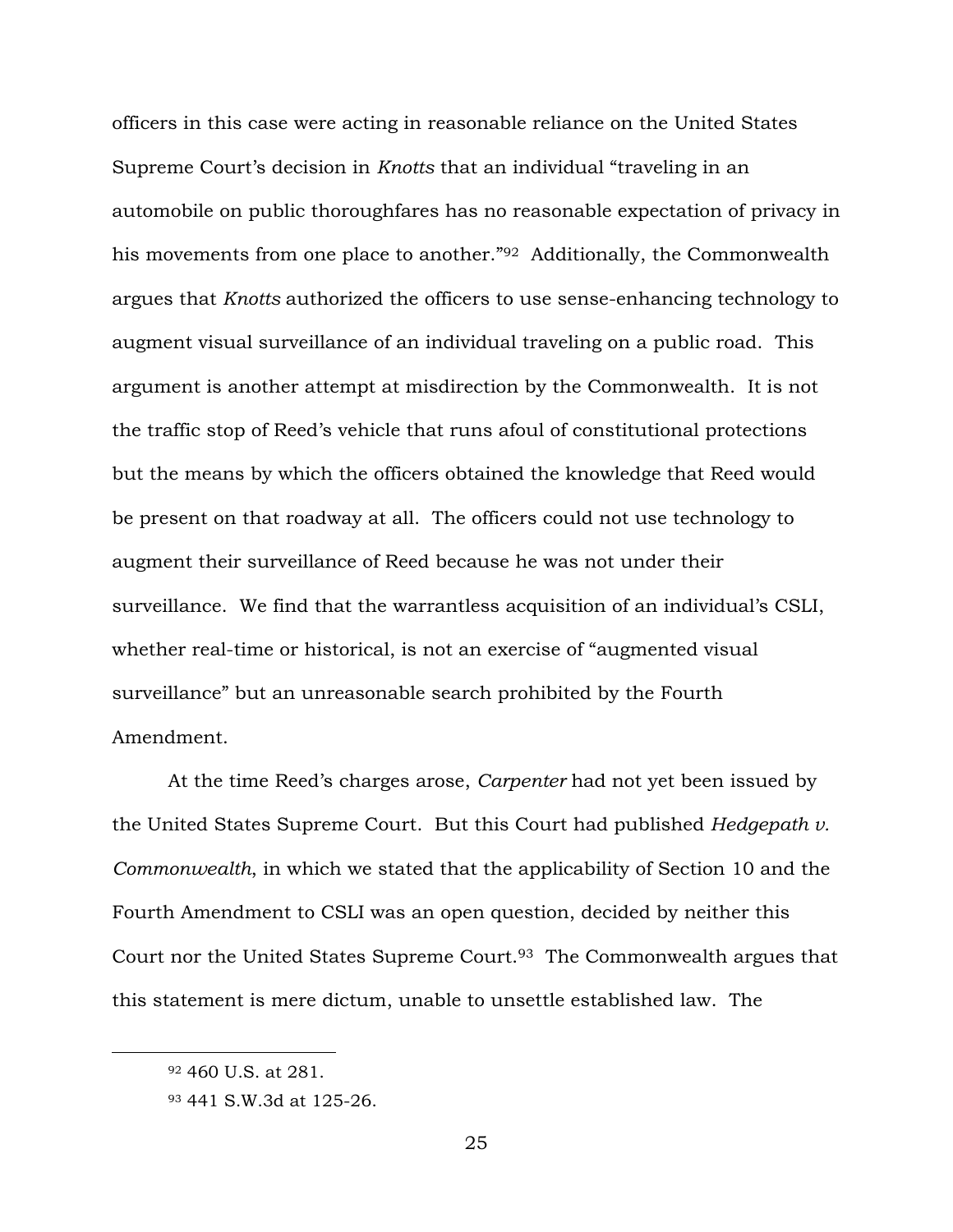officers in this case were acting in reasonable reliance on the United States Supreme Court's decision in *Knotts* that an individual "traveling in an automobile on public thoroughfares has no reasonable expectation of privacy in his movements from one place to another."[92] Additionally, the Commonwealth argues that *Knotts* authorized the officers to use sense-enhancing technology to augment visual surveillance of an individual traveling on a public road. This argument is another attempt at misdirection by the Commonwealth. It is not the traffic stop of Reed's vehicle that runs afoul of constitutional protections but the means by which the officers obtained the knowledge that Reed would be present on that roadway at all. The officers could not use technology to augment their surveillance of Reed because he was not under their surveillance. We find that the warrantless acquisition of an individual's CSLI, whether real-time or historical, is not an exercise of "augmented visual surveillance" but an unreasonable search prohibited by the Fourth Amendment.

At the time Reed's charges arose, *Carpenter* had not yet been issued by the United States Supreme Court. But this Court had published *Hedgepath v. Commonwealth*, in which we stated that the applicability of Section 10 and the Fourth Amendment to CSLI was an open question, decided by neither this Court nor the United States Supreme Court.[93] The Commonwealth argues that this statement is mere dictum, unable to unsettle established law. The

---

[92] 460 U.S. at 281.

[93] 441 S.W.3d at 125-26.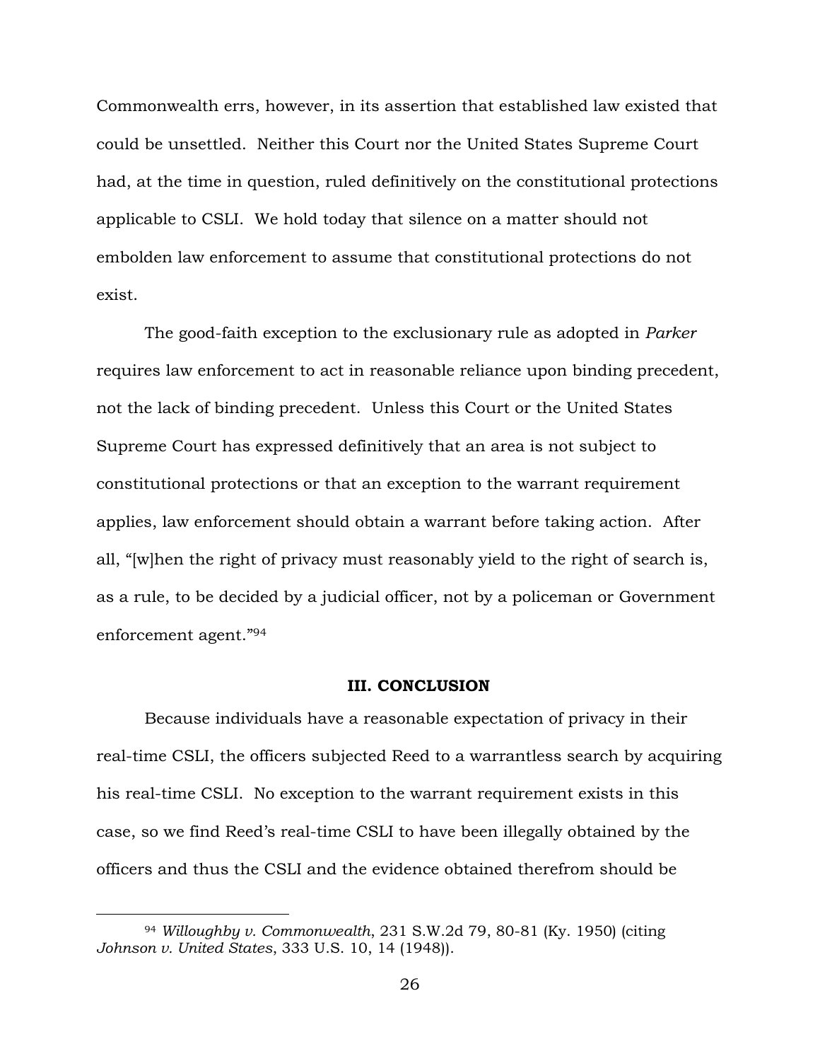Commonwealth errs, however, in its assertion that established law existed that could be unsettled. Neither this Court nor the United States Supreme Court had, at the time in question, ruled definitively on the constitutional protections applicable to CSLI. We hold today that silence on a matter should not embolden law enforcement to assume that constitutional protections do not exist.

The good-faith exception to the exclusionary rule as adopted in *Parker* requires law enforcement to act in reasonable reliance upon binding precedent, not the lack of binding precedent. Unless this Court or the United States Supreme Court has expressed definitively that an area is not subject to constitutional protections or that an exception to the warrant requirement applies, law enforcement should obtain a warrant before taking action. After all, "[w]hen the right of privacy must reasonably yield to the right of search is, as a rule, to be decided by a judicial officer, not by a policeman or Government enforcement agent."[94]

**III. CONCLUSION**

Because individuals have a reasonable expectation of privacy in their real-time CSLI, the officers subjected Reed to a warrantless search by acquiring his real-time CSLI. No exception to the warrant requirement exists in this case, so we find Reed's real-time CSLI to have been illegally obtained by the officers and thus the CSLI and the evidence obtained therefrom should be

---

[94] *Willoughby v. Commonwealth*, 231 S.W.2d 79, 80-81 (Ky. 1950) (citing *Johnson v. United States*, 333 U.S. 10, 14 (1948)).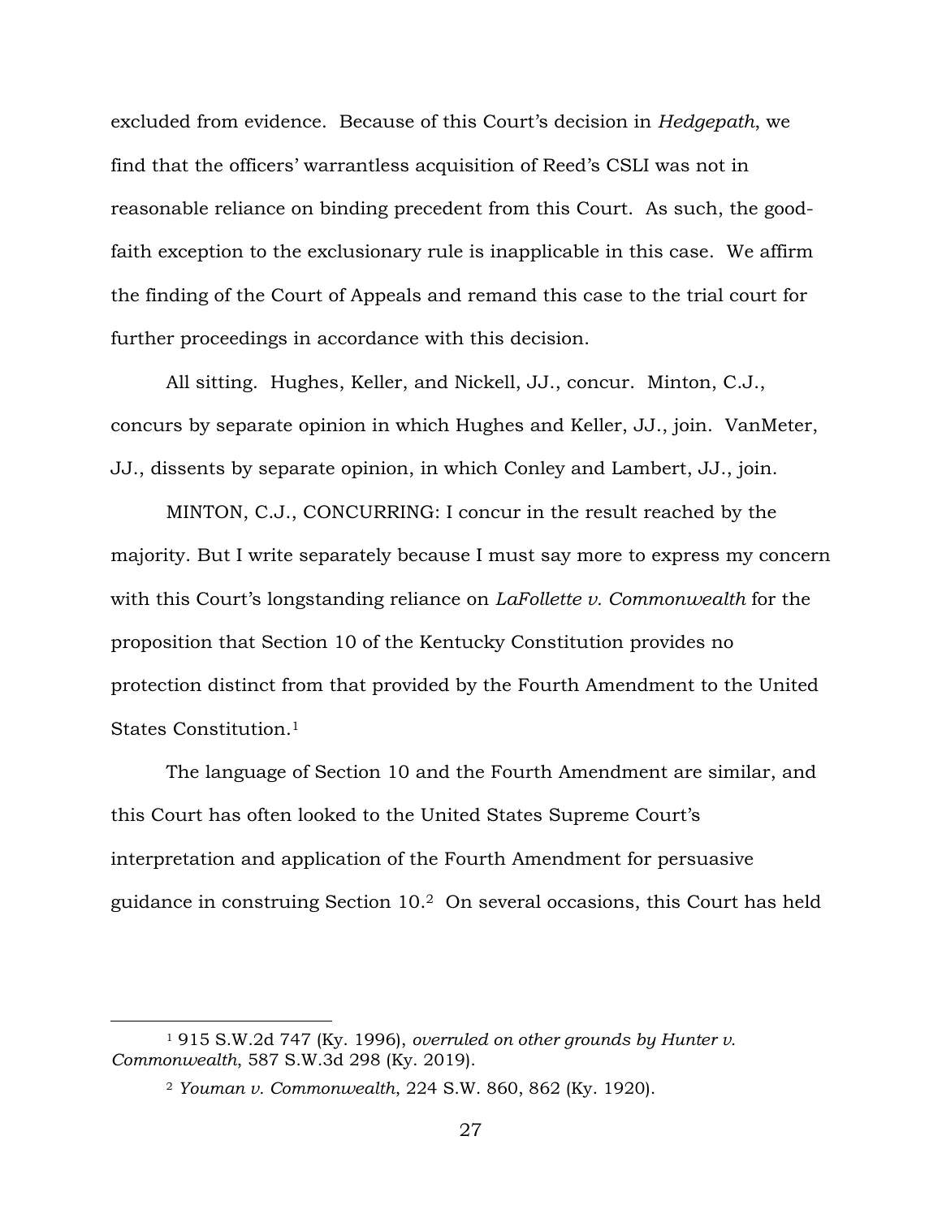excluded from evidence. Because of this Court's decision in *Hedgepath*, we find that the officers' warrantless acquisition of Reed's CSLI was not in reasonable reliance on binding precedent from this Court. As such, the good-faith exception to the exclusionary rule is inapplicable in this case. We affirm the finding of the Court of Appeals and remand this case to the trial court for further proceedings in accordance with this decision.

All sitting. Hughes, Keller, and Nickell, JJ., concur. Minton, C.J., concurs by separate opinion in which Hughes and Keller, JJ., join. VanMeter, JJ., dissents by separate opinion, in which Conley and Lambert, JJ., join.

MINTON, C.J., CONCURRING: I concur in the result reached by the majority. But I write separately because I must say more to express my concern with this Court's longstanding reliance on *LaFollette v. Commonwealth* for the proposition that Section 10 of the Kentucky Constitution provides no protection distinct from that provided by the Fourth Amendment to the United States Constitution.[1]

The language of Section 10 and the Fourth Amendment are similar, and this Court has often looked to the United States Supreme Court's interpretation and application of the Fourth Amendment for persuasive guidance in construing Section 10.[2] On several occasions, this Court has held

---

[1] 915 S.W.2d 747 (Ky. 1996), *overruled on other grounds by Hunter v. Commonwealth*, 587 S.W.3d 298 (Ky. 2019).

[2] *Youman v. Commonwealth*, 224 S.W. 860, 862 (Ky. 1920).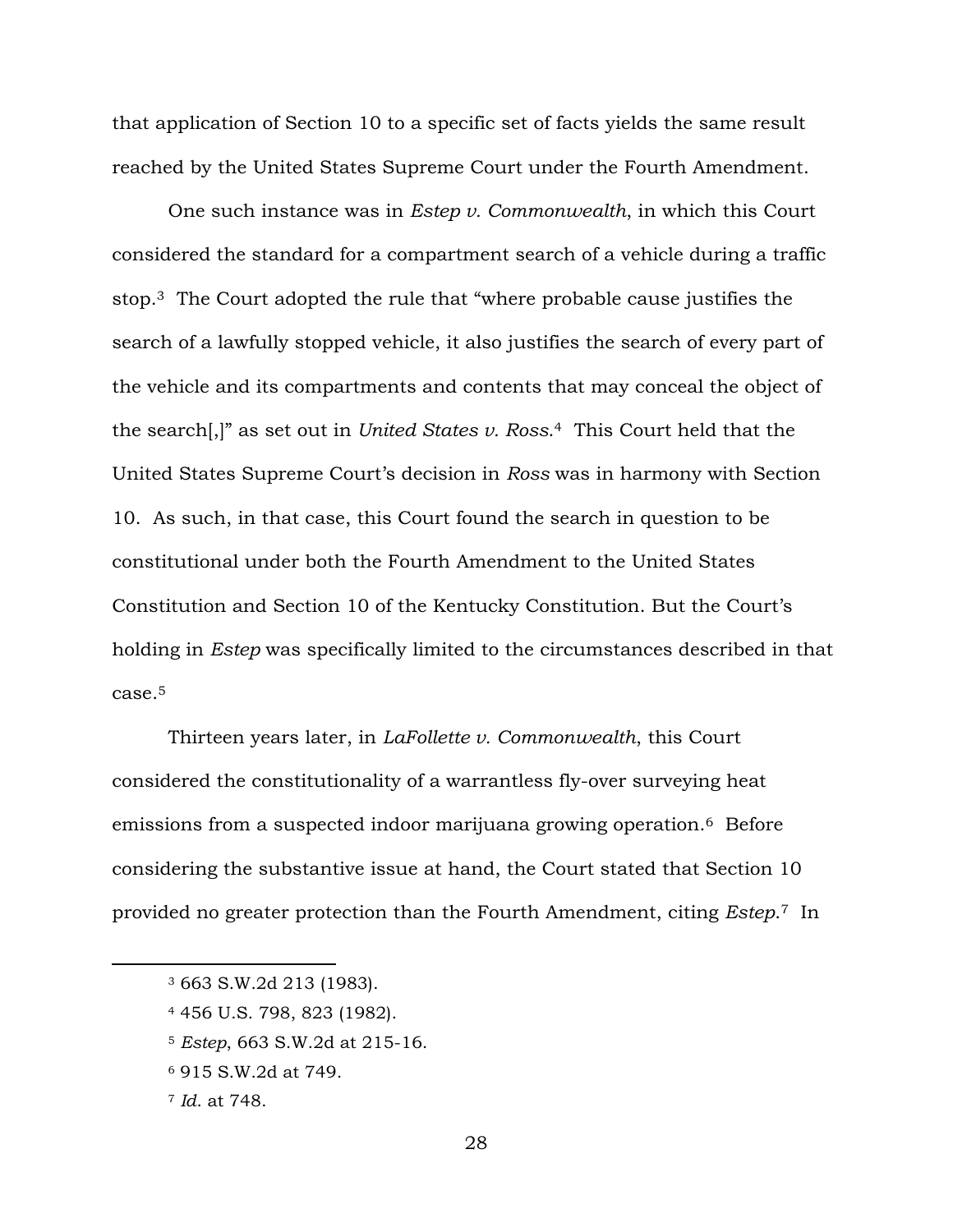that application of Section 10 to a specific set of facts yields the same result reached by the United States Supreme Court under the Fourth Amendment.

One such instance was in *Estep v. Commonwealth*, in which this Court considered the standard for a compartment search of a vehicle during a traffic stop.[3] The Court adopted the rule that "where probable cause justifies the search of a lawfully stopped vehicle, it also justifies the search of every part of the vehicle and its compartments and contents that may conceal the object of the search[,]" as set out in *United States v. Ross*.[4] This Court held that the United States Supreme Court's decision in *Ross* was in harmony with Section 10. As such, in that case, this Court found the search in question to be constitutional under both the Fourth Amendment to the United States Constitution and Section 10 of the Kentucky Constitution. But the Court's holding in *Estep* was specifically limited to the circumstances described in that case.[5]

Thirteen years later, in *LaFollette v. Commonwealth*, this Court considered the constitutionality of a warrantless fly-over surveying heat emissions from a suspected indoor marijuana growing operation.[6] Before considering the substantive issue at hand, the Court stated that Section 10 provided no greater protection than the Fourth Amendment, citing *Estep*.[7] In

---

[3] 663 S.W.2d 213 (1983).

[4] 456 U.S. 798, 823 (1982).

[5] *Estep*, 663 S.W.2d at 215-16.

[6] 915 S.W.2d at 749.

[7] *Id.* at 748.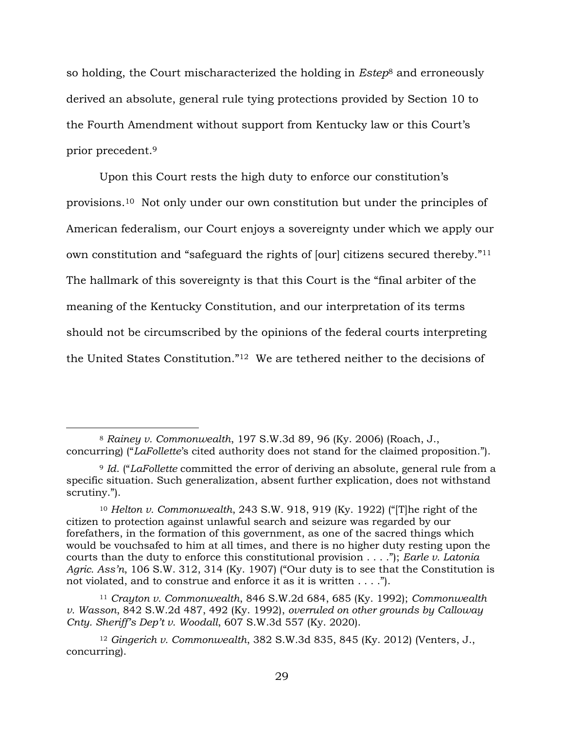so holding, the Court mischaracterized the holding in *Estep*[8] and erroneously derived an absolute, general rule tying protections provided by Section 10 to the Fourth Amendment without support from Kentucky law or this Court's prior precedent.[9]

Upon this Court rests the high duty to enforce our constitution's provisions.[10] Not only under our own constitution but under the principles of American federalism, our Court enjoys a sovereignty under which we apply our own constitution and "safeguard the rights of [our] citizens secured thereby."[11] The hallmark of this sovereignty is that this Court is the "final arbiter of the meaning of the Kentucky Constitution, and our interpretation of its terms should not be circumscribed by the opinions of the federal courts interpreting the United States Constitution."[12] We are tethered neither to the decisions of

---

[8] *Rainey v. Commonwealth*, 197 S.W.3d 89, 96 (Ky. 2006) (Roach, J., concurring) ("*LaFollette*'s cited authority does not stand for the claimed proposition.").

[9] *Id.* ("*LaFollette* committed the error of deriving an absolute, general rule from a specific situation. Such generalization, absent further explication, does not withstand scrutiny.").

[10] *Helton v. Commonwealth*, 243 S.W. 918, 919 (Ky. 1922) ("[T]he right of the citizen to protection against unlawful search and seizure was regarded by our forefathers, in the formation of this government, as one of the sacred things which would be vouchsafed to him at all times, and there is no higher duty resting upon the courts than the duty to enforce this constitutional provision . . . ."); *Earle v. Latonia Agric. Ass'n*, 106 S.W. 312, 314 (Ky. 1907) ("Our duty is to see that the Constitution is not violated, and to construe and enforce it as it is written . . . .").

[11] *Crayton v. Commonwealth*, 846 S.W.2d 684, 685 (Ky. 1992); *Commonwealth v. Wasson*, 842 S.W.2d 487, 492 (Ky. 1992), *overruled on other grounds by Calloway Cnty. Sheriff's Dep't v. Woodall*, 607 S.W.3d 557 (Ky. 2020).

[12] *Gingerich v. Commonwealth*, 382 S.W.3d 835, 845 (Ky. 2012) (Venters, J., concurring).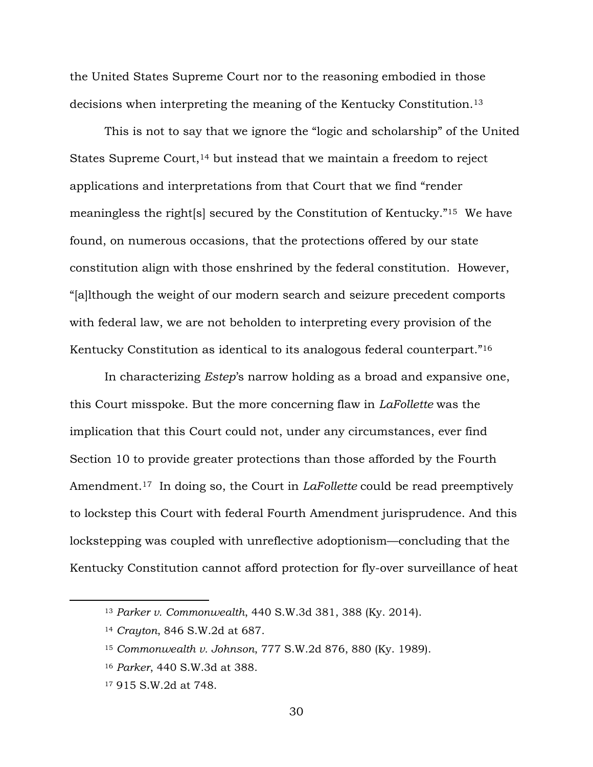the United States Supreme Court nor to the reasoning embodied in those decisions when interpreting the meaning of the Kentucky Constitution.[13]

This is not to say that we ignore the "logic and scholarship" of the United States Supreme Court,[14] but instead that we maintain a freedom to reject applications and interpretations from that Court that we find "render meaningless the right[s] secured by the Constitution of Kentucky."[15] We have found, on numerous occasions, that the protections offered by our state constitution align with those enshrined by the federal constitution. However, "[a]lthough the weight of our modern search and seizure precedent comports with federal law, we are not beholden to interpreting every provision of the Kentucky Constitution as identical to its analogous federal counterpart."[16]

In characterizing *Estep*'s narrow holding as a broad and expansive one, this Court misspoke. But the more concerning flaw in *LaFollette* was the implication that this Court could not, under any circumstances, ever find Section 10 to provide greater protections than those afforded by the Fourth Amendment.[17] In doing so, the Court in *LaFollette* could be read preemptively to lockstep this Court with federal Fourth Amendment jurisprudence. And this lockstepping was coupled with unreflective adoptionism—concluding that the Kentucky Constitution cannot afford protection for fly-over surveillance of heat

---

[13] *Parker v. Commonwealth*, 440 S.W.3d 381, 388 (Ky. 2014).

[14] *Crayton*, 846 S.W.2d at 687.

[15] *Commonwealth v. Johnson*, 777 S.W.2d 876, 880 (Ky. 1989).

[16] *Parker*, 440 S.W.3d at 388.

[17] 915 S.W.2d at 748.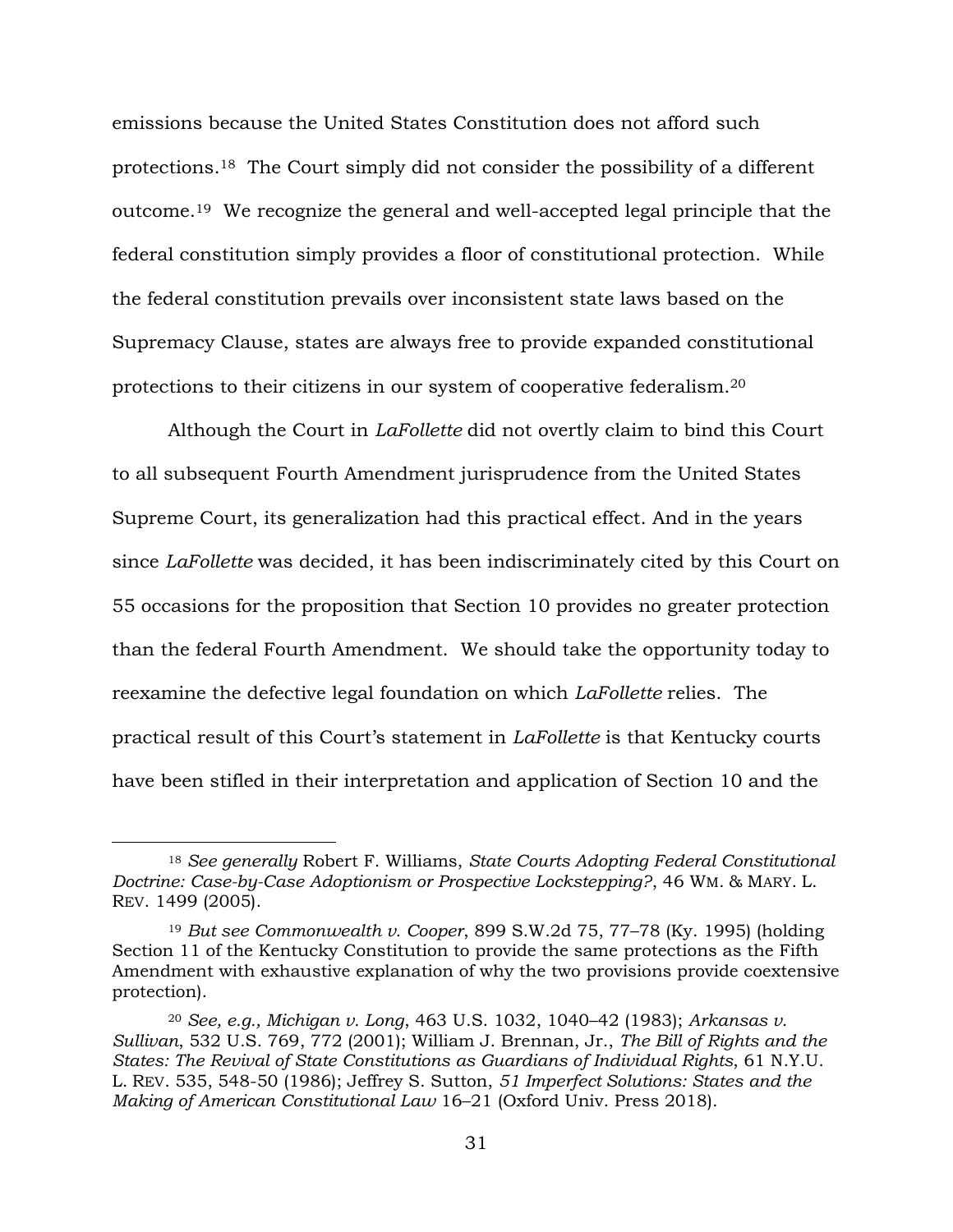emissions because the United States Constitution does not afford such protections.[18] The Court simply did not consider the possibility of a different outcome.[19] We recognize the general and well-accepted legal principle that the federal constitution simply provides a floor of constitutional protection. While the federal constitution prevails over inconsistent state laws based on the Supremacy Clause, states are always free to provide expanded constitutional protections to their citizens in our system of cooperative federalism.[20]

Although the Court in *LaFollette* did not overtly claim to bind this Court to all subsequent Fourth Amendment jurisprudence from the United States Supreme Court, its generalization had this practical effect. And in the years since *LaFollette* was decided, it has been indiscriminately cited by this Court on 55 occasions for the proposition that Section 10 provides no greater protection than the federal Fourth Amendment. We should take the opportunity today to reexamine the defective legal foundation on which *LaFollette* relies. The practical result of this Court's statement in *LaFollette* is that Kentucky courts have been stifled in their interpretation and application of Section 10 and the

---

[18] *See generally* Robert F. Williams, *State Courts Adopting Federal Constitutional Doctrine: Case-by-Case Adoptionism or Prospective Lockstepping?*, 46 WM. & MARY. L. REV. 1499 (2005).

[19] *But see Commonwealth v. Cooper*, 899 S.W.2d 75, 77–78 (Ky. 1995) (holding Section 11 of the Kentucky Constitution to provide the same protections as the Fifth Amendment with exhaustive explanation of why the two provisions provide coextensive protection).

[20] *See, e.g., Michigan v. Long*, 463 U.S. 1032, 1040–42 (1983); *Arkansas v. Sullivan*, 532 U.S. 769, 772 (2001); William J. Brennan, Jr., *The Bill of Rights and the States: The Revival of State Constitutions as Guardians of Individual Rights*, 61 N.Y.U. L. REV. 535, 548-50 (1986); Jeffrey S. Sutton, *51 Imperfect Solutions: States and the Making of American Constitutional Law* 16–21 (Oxford Univ. Press 2018).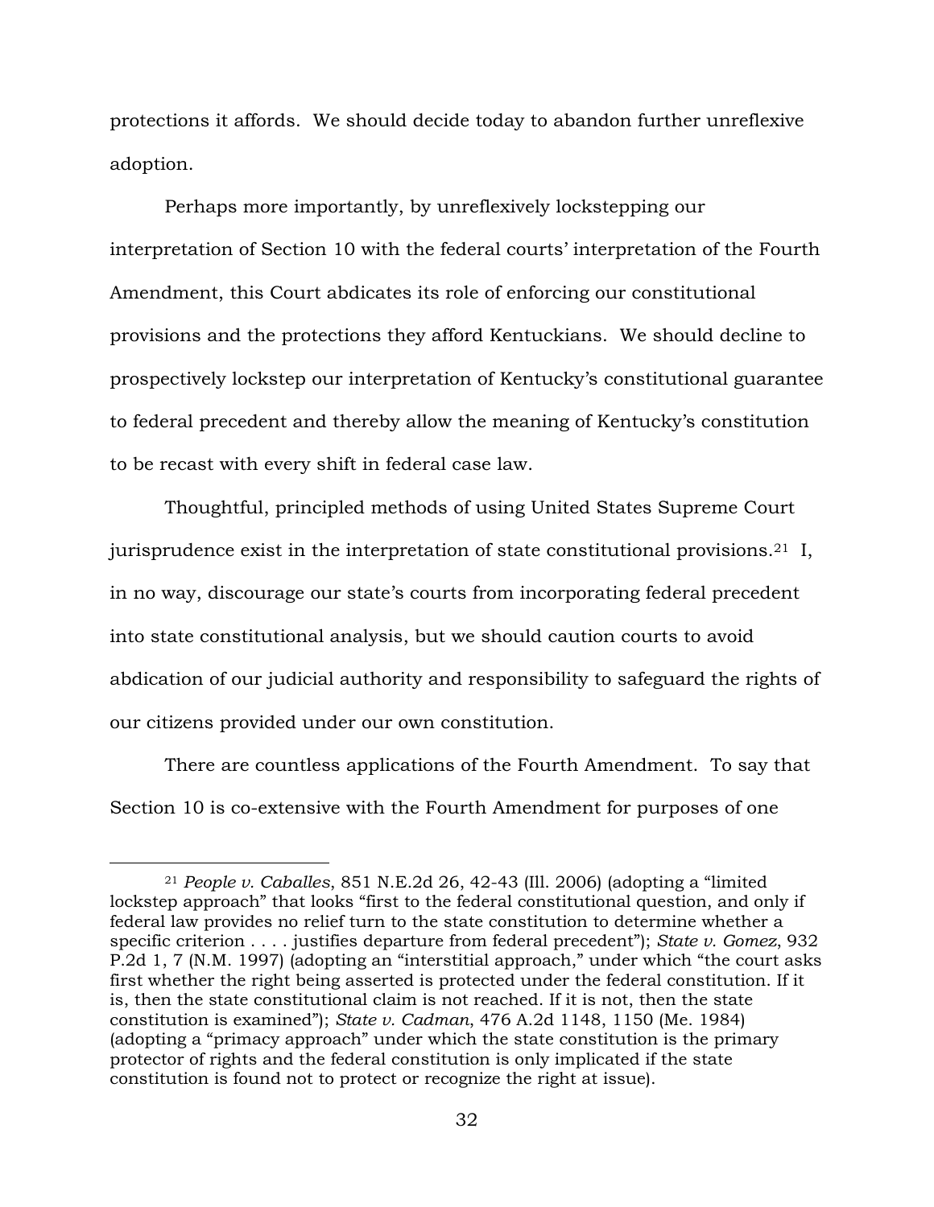protections it affords. We should decide today to abandon further unreflexive adoption.

Perhaps more importantly, by unreflexively lockstepping our interpretation of Section 10 with the federal courts' interpretation of the Fourth Amendment, this Court abdicates its role of enforcing our constitutional provisions and the protections they afford Kentuckians. We should decline to prospectively lockstep our interpretation of Kentucky's constitutional guarantee to federal precedent and thereby allow the meaning of Kentucky's constitution to be recast with every shift in federal case law.

Thoughtful, principled methods of using United States Supreme Court jurisprudence exist in the interpretation of state constitutional provisions.[21] I, in no way, discourage our state's courts from incorporating federal precedent into state constitutional analysis, but we should caution courts to avoid abdication of our judicial authority and responsibility to safeguard the rights of our citizens provided under our own constitution.

There are countless applications of the Fourth Amendment. To say that Section 10 is co-extensive with the Fourth Amendment for purposes of one

---

[21] *People v. Caballes*, 851 N.E.2d 26, 42-43 (Ill. 2006) (adopting a "limited lockstep approach" that looks "first to the federal constitutional question, and only if federal law provides no relief turn to the state constitution to determine whether a specific criterion . . . . justifies departure from federal precedent"); *State v. Gomez*, 932 P.2d 1, 7 (N.M. 1997) (adopting an "interstitial approach," under which "the court asks first whether the right being asserted is protected under the federal constitution. If it is, then the state constitutional claim is not reached. If it is not, then the state constitution is examined"); *State v. Cadman*, 476 A.2d 1148, 1150 (Me. 1984) (adopting a "primacy approach" under which the state constitution is the primary protector of rights and the federal constitution is only implicated if the state constitution is found not to protect or recognize the right at issue).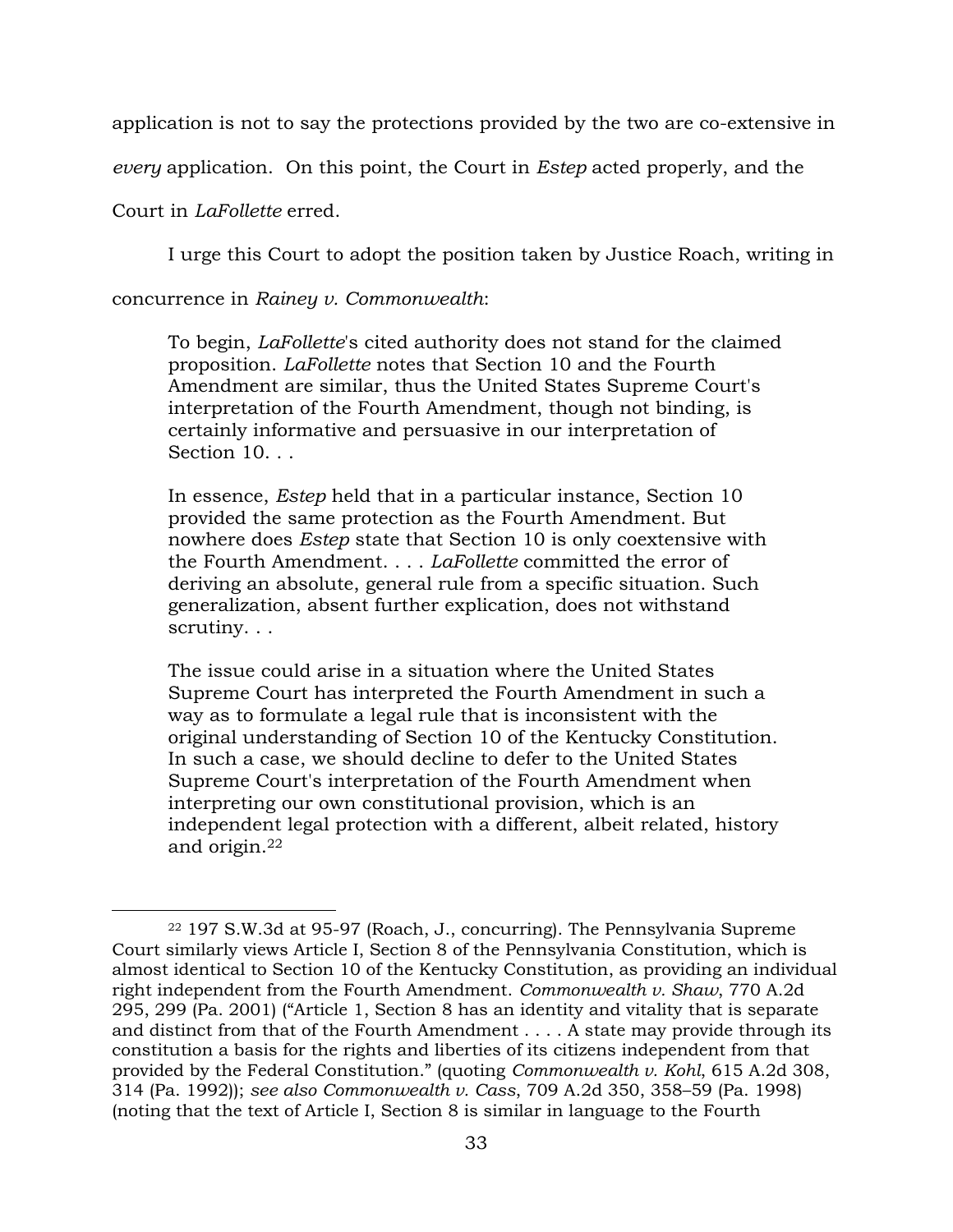application is not to say the protections provided by the two are co-extensive in *every* application. On this point, the Court in *Estep* acted properly, and the Court in *LaFollette* erred.

I urge this Court to adopt the position taken by Justice Roach, writing in concurrence in *Rainey v. Commonwealth*:

> To begin, *LaFollette*'s cited authority does not stand for the claimed proposition. *LaFollette* notes that Section 10 and the Fourth Amendment are similar, thus the United States Supreme Court's interpretation of the Fourth Amendment, though not binding, is certainly informative and persuasive in our interpretation of Section 10. . .
>
> In essence, *Estep* held that in a particular instance, Section 10 provided the same protection as the Fourth Amendment. But nowhere does *Estep* state that Section 10 is only coextensive with the Fourth Amendment. . . . *LaFollette* committed the error of deriving an absolute, general rule from a specific situation. Such generalization, absent further explication, does not withstand scrutiny. . .
>
> The issue could arise in a situation where the United States Supreme Court has interpreted the Fourth Amendment in such a way as to formulate a legal rule that is inconsistent with the original understanding of Section 10 of the Kentucky Constitution. In such a case, we should decline to defer to the United States Supreme Court's interpretation of the Fourth Amendment when interpreting our own constitutional provision, which is an independent legal protection with a different, albeit related, history and origin.[22]

---

[22] 197 S.W.3d at 95-97 (Roach, J., concurring). The Pennsylvania Supreme Court similarly views Article I, Section 8 of the Pennsylvania Constitution, which is almost identical to Section 10 of the Kentucky Constitution, as providing an individual right independent from the Fourth Amendment. *Commonwealth v. Shaw*, 770 A.2d 295, 299 (Pa. 2001) ("Article 1, Section 8 has an identity and vitality that is separate and distinct from that of the Fourth Amendment . . . . A state may provide through its constitution a basis for the rights and liberties of its citizens independent from that provided by the Federal Constitution." (quoting *Commonwealth v. Kohl*, 615 A.2d 308, 314 (Pa. 1992)); *see also Commonwealth v. Cass*, 709 A.2d 350, 358–59 (Pa. 1998) (noting that the text of Article I, Section 8 is similar in language to the Fourth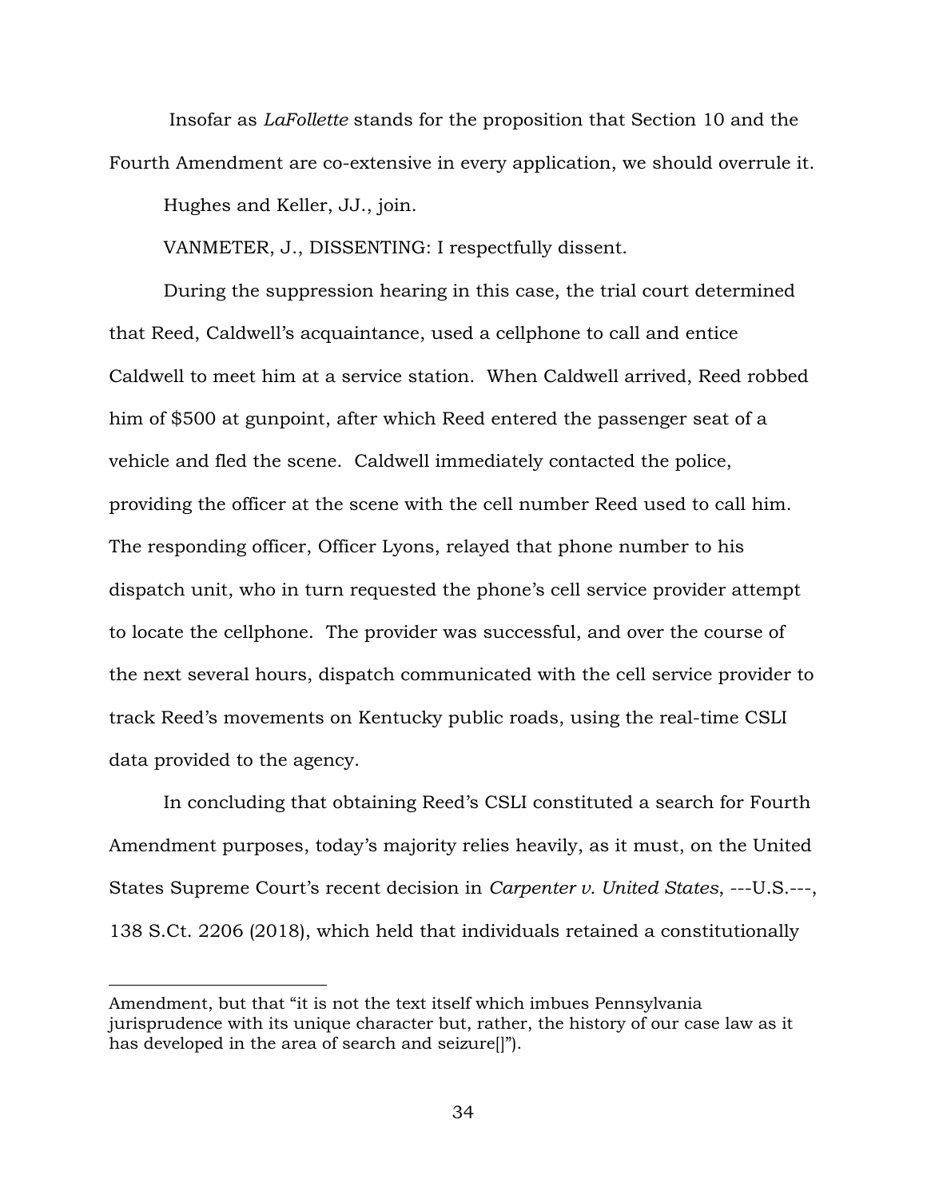Insofar as *LaFollette* stands for the proposition that Section 10 and the Fourth Amendment are co-extensive in every application, we should overrule it.

Hughes and Keller, JJ., join.

VANMETER, J., DISSENTING: I respectfully dissent.

During the suppression hearing in this case, the trial court determined that Reed, Caldwell's acquaintance, used a cellphone to call and entice Caldwell to meet him at a service station. When Caldwell arrived, Reed robbed him of $500 at gunpoint, after which Reed entered the passenger seat of a vehicle and fled the scene. Caldwell immediately contacted the police, providing the officer at the scene with the cell number Reed used to call him. The responding officer, Officer Lyons, relayed that phone number to his dispatch unit, who in turn requested the phone's cell service provider attempt to locate the cellphone. The provider was successful, and over the course of the next several hours, dispatch communicated with the cell service provider to track Reed's movements on Kentucky public roads, using the real-time CSLI data provided to the agency.

In concluding that obtaining Reed's CSLI constituted a search for Fourth Amendment purposes, today's majority relies heavily, as it must, on the United States Supreme Court's recent decision in *Carpenter v. United States*, ---U.S.---, 138 S.Ct. 2206 (2018), which held that individuals retained a constitutionally

---

Amendment, but that "it is not the text itself which imbues Pennsylvania jurisprudence with its unique character but, rather, the history of our case law as it has developed in the area of search and seizure[]").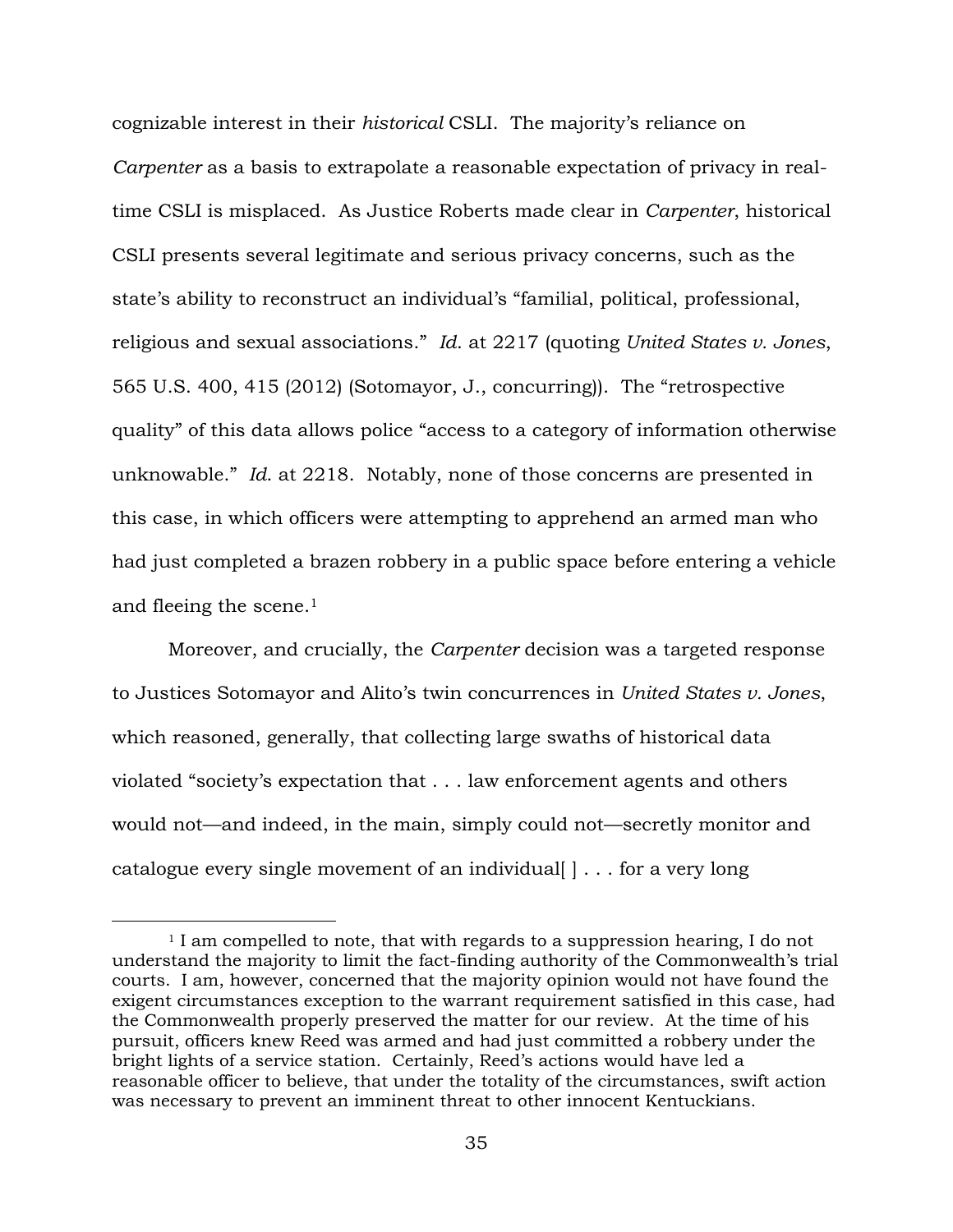cognizable interest in their *historical* CSLI. The majority's reliance on *Carpenter* as a basis to extrapolate a reasonable expectation of privacy in real-time CSLI is misplaced. As Justice Roberts made clear in *Carpenter*, historical CSLI presents several legitimate and serious privacy concerns, such as the state's ability to reconstruct an individual's "familial, political, professional, religious and sexual associations." *Id.* at 2217 (quoting *United States v. Jones*, 565 U.S. 400, 415 (2012) (Sotomayor, J., concurring)). The "retrospective quality" of this data allows police "access to a category of information otherwise unknowable." *Id.* at 2218. Notably, none of those concerns are presented in this case, in which officers were attempting to apprehend an armed man who had just completed a brazen robbery in a public space before entering a vehicle and fleeing the scene.[1]

Moreover, and crucially, the *Carpenter* decision was a targeted response to Justices Sotomayor and Alito's twin concurrences in *United States v. Jones*, which reasoned, generally, that collecting large swaths of historical data violated "society's expectation that . . . law enforcement agents and others would not—and indeed, in the main, simply could not—secretly monitor and catalogue every single movement of an individual[ ] . . . for a very long

---

[1] I am compelled to note, that with regards to a suppression hearing, I do not understand the majority to limit the fact-finding authority of the Commonwealth's trial courts. I am, however, concerned that the majority opinion would not have found the exigent circumstances exception to the warrant requirement satisfied in this case, had the Commonwealth properly preserved the matter for our review. At the time of his pursuit, officers knew Reed was armed and had just committed a robbery under the bright lights of a service station. Certainly, Reed's actions would have led a reasonable officer to believe, that under the totality of the circumstances, swift action was necessary to prevent an imminent threat to other innocent Kentuckians.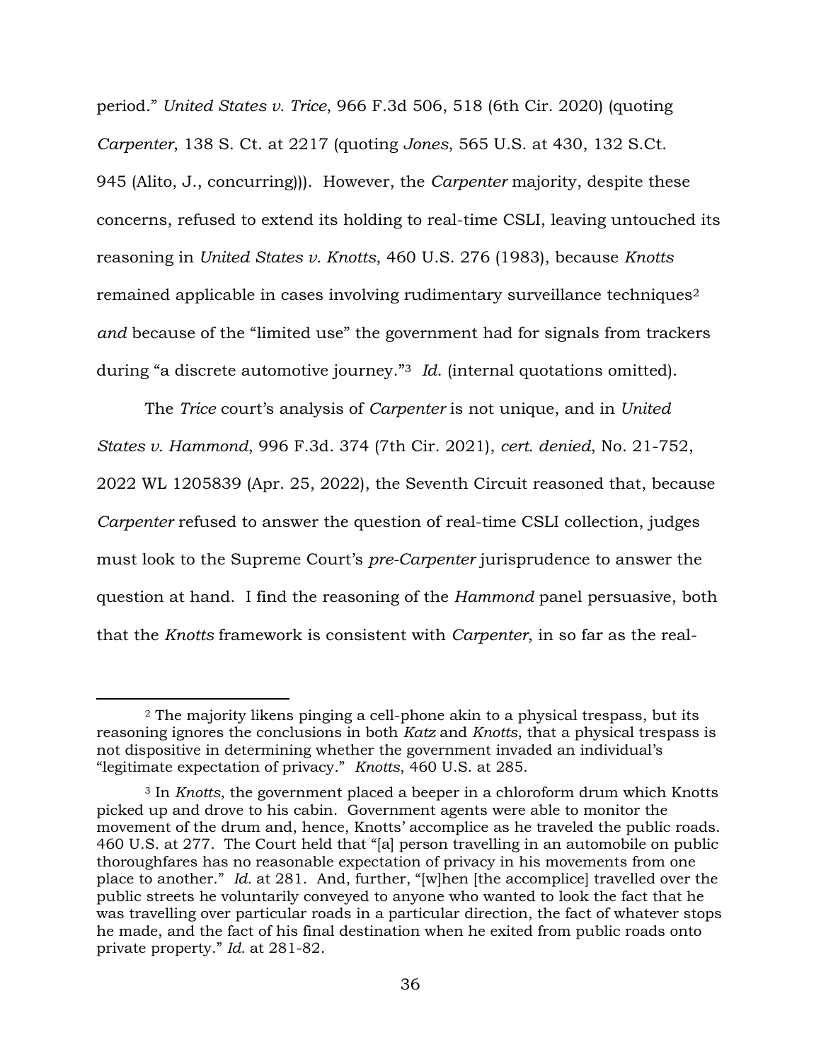period." *United States v. Trice*, 966 F.3d 506, 518 (6th Cir. 2020) (quoting *Carpenter*, 138 S. Ct. at 2217 (quoting *Jones*, 565 U.S. at 430, 132 S.Ct. 945 (Alito, J., concurring))). However, the *Carpenter* majority, despite these concerns, refused to extend its holding to real-time CSLI, leaving untouched its reasoning in *United States v. Knotts*, 460 U.S. 276 (1983), because *Knotts* remained applicable in cases involving rudimentary surveillance techniques[2] *and* because of the "limited use" the government had for signals from trackers during "a discrete automotive journey."[3] *Id.* (internal quotations omitted).

The *Trice* court's analysis of *Carpenter* is not unique, and in *United States v. Hammond*, 996 F.3d. 374 (7th Cir. 2021), *cert. denied*, No. 21-752, 2022 WL 1205839 (Apr. 25, 2022), the Seventh Circuit reasoned that, because *Carpenter* refused to answer the question of real-time CSLI collection, judges must look to the Supreme Court's *pre-Carpenter* jurisprudence to answer the question at hand. I find the reasoning of the *Hammond* panel persuasive, both that the *Knotts* framework is consistent with *Carpenter*, in so far as the real-

---

[2] The majority likens pinging a cell-phone akin to a physical trespass, but its reasoning ignores the conclusions in both *Katz* and *Knotts*, that a physical trespass is not dispositive in determining whether the government invaded an individual's "legitimate expectation of privacy." *Knotts*, 460 U.S. at 285.

[3] In *Knotts*, the government placed a beeper in a chloroform drum which Knotts picked up and drove to his cabin. Government agents were able to monitor the movement of the drum and, hence, Knotts' accomplice as he traveled the public roads. 460 U.S. at 277. The Court held that "[a] person travelling in an automobile on public thoroughfares has no reasonable expectation of privacy in his movements from one place to another." *Id.* at 281. And, further, "[w]hen [the accomplice] travelled over the public streets he voluntarily conveyed to anyone who wanted to look the fact that he was travelling over particular roads in a particular direction, the fact of whatever stops he made, and the fact of his final destination when he exited from public roads onto private property." *Id.* at 281-82.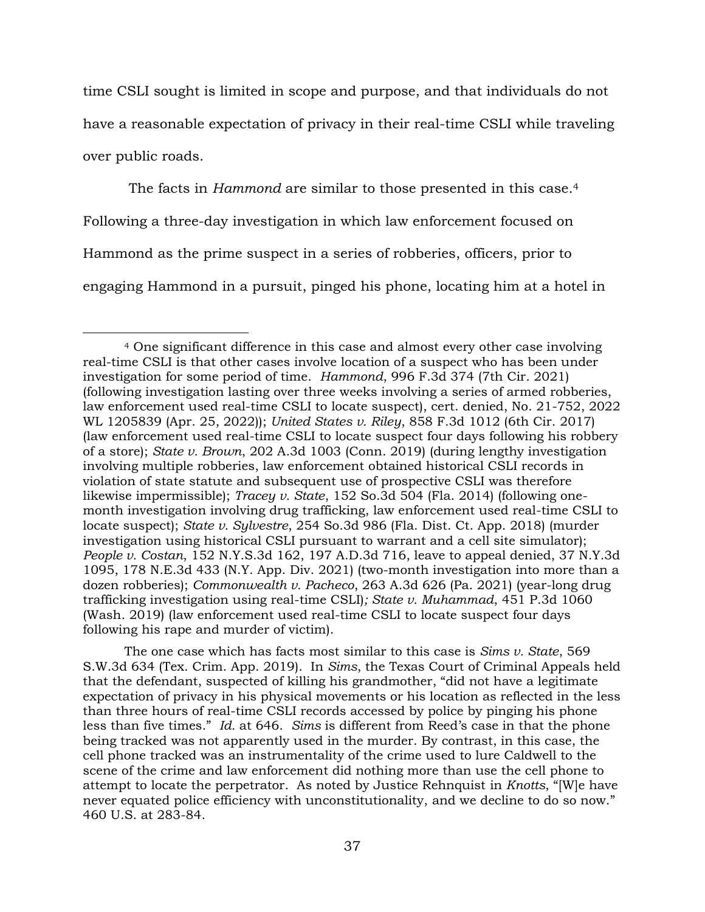time CSLI sought is limited in scope and purpose, and that individuals do not have a reasonable expectation of privacy in their real-time CSLI while traveling over public roads.

The facts in *Hammond* are similar to those presented in this case.[4] Following a three-day investigation in which law enforcement focused on Hammond as the prime suspect in a series of robberies, officers, prior to engaging Hammond in a pursuit, pinged his phone, locating him at a hotel in

---

[4] One significant difference in this case and almost every other case involving real-time CSLI is that other cases involve location of a suspect who has been under investigation for some period of time. *Hammond*, 996 F.3d 374 (7th Cir. 2021) (following investigation lasting over three weeks involving a series of armed robberies, law enforcement used real-time CSLI to locate suspect), cert. denied, No. 21-752, 2022 WL 1205839 (Apr. 25, 2022)); *United States v. Riley*, 858 F.3d 1012 (6th Cir. 2017) (law enforcement used real-time CSLI to locate suspect four days following his robbery of a store); *State v. Brown*, 202 A.3d 1003 (Conn. 2019) (during lengthy investigation involving multiple robberies, law enforcement obtained historical CSLI records in violation of state statute and subsequent use of prospective CSLI was therefore likewise impermissible); *Tracey v. State*, 152 So.3d 504 (Fla. 2014) (following one-month investigation involving drug trafficking, law enforcement used real-time CSLI to locate suspect); *State v. Sylvestre*, 254 So.3d 986 (Fla. Dist. Ct. App. 2018) (murder investigation using historical CSLI pursuant to warrant and a cell site simulator); *People v. Costan*, 152 N.Y.S.3d 162, 197 A.D.3d 716, leave to appeal denied, 37 N.Y.3d 1095, 178 N.E.3d 433 (N.Y. App. Div. 2021) (two-month investigation into more than a dozen robberies); *Commonwealth v. Pacheco*, 263 A.3d 626 (Pa. 2021) (year-long drug trafficking investigation using real-time CSLI)*; State v. Muhammad*, 451 P.3d 1060 (Wash. 2019) (law enforcement used real-time CSLI to locate suspect four days following his rape and murder of victim).

The one case which has facts most similar to this case is *Sims v. State*, 569 S.W.3d 634 (Tex. Crim. App. 2019). In *Sims*, the Texas Court of Criminal Appeals held that the defendant, suspected of killing his grandmother, "did not have a legitimate expectation of privacy in his physical movements or his location as reflected in the less than three hours of real-time CSLI records accessed by police by pinging his phone less than five times." *Id.* at 646. *Sims* is different from Reed's case in that the phone being tracked was not apparently used in the murder. By contrast, in this case, the cell phone tracked was an instrumentality of the crime used to lure Caldwell to the scene of the crime and law enforcement did nothing more than use the cell phone to attempt to locate the perpetrator. As noted by Justice Rehnquist in *Knotts*, "[W]e have never equated police efficiency with unconstitutionality, and we decline to do so now." 460 U.S. at 283-84.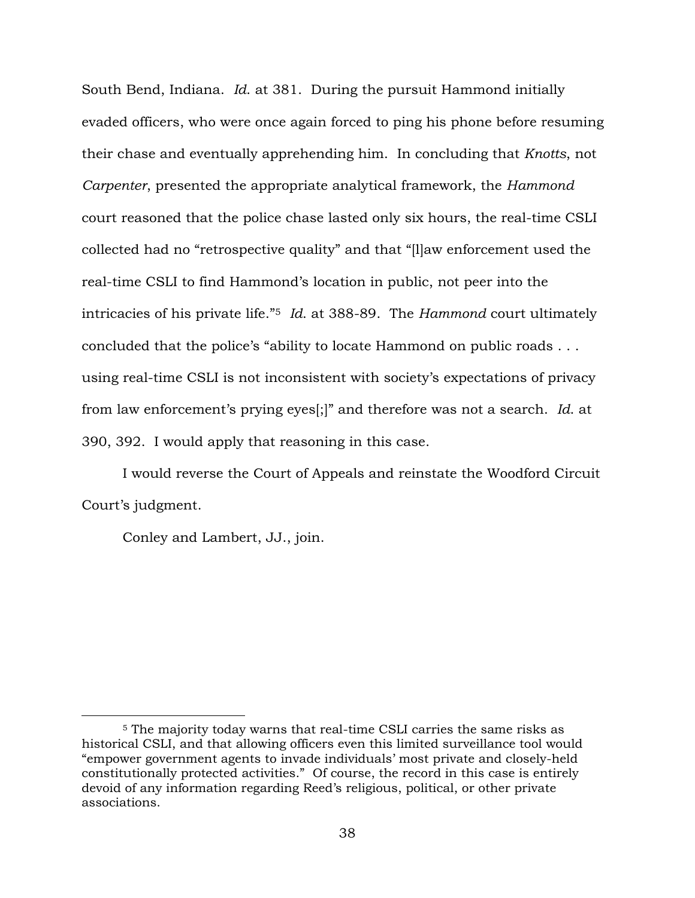South Bend, Indiana. *Id.* at 381. During the pursuit Hammond initially evaded officers, who were once again forced to ping his phone before resuming their chase and eventually apprehending him. In concluding that *Knotts*, not *Carpenter*, presented the appropriate analytical framework, the *Hammond* court reasoned that the police chase lasted only six hours, the real-time CSLI collected had no "retrospective quality" and that "[l]aw enforcement used the real-time CSLI to find Hammond's location in public, not peer into the intricacies of his private life."[5] *Id.* at 388-89. The *Hammond* court ultimately concluded that the police's "ability to locate Hammond on public roads . . . using real-time CSLI is not inconsistent with society's expectations of privacy from law enforcement's prying eyes[;]" and therefore was not a search. *Id.* at 390, 392. I would apply that reasoning in this case.

I would reverse the Court of Appeals and reinstate the Woodford Circuit Court's judgment.

Conley and Lambert, JJ., join.

---

[5] The majority today warns that real-time CSLI carries the same risks as historical CSLI, and that allowing officers even this limited surveillance tool would "empower government agents to invade individuals' most private and closely-held constitutionally protected activities." Of course, the record in this case is entirely devoid of any information regarding Reed's religious, political, or other private associations.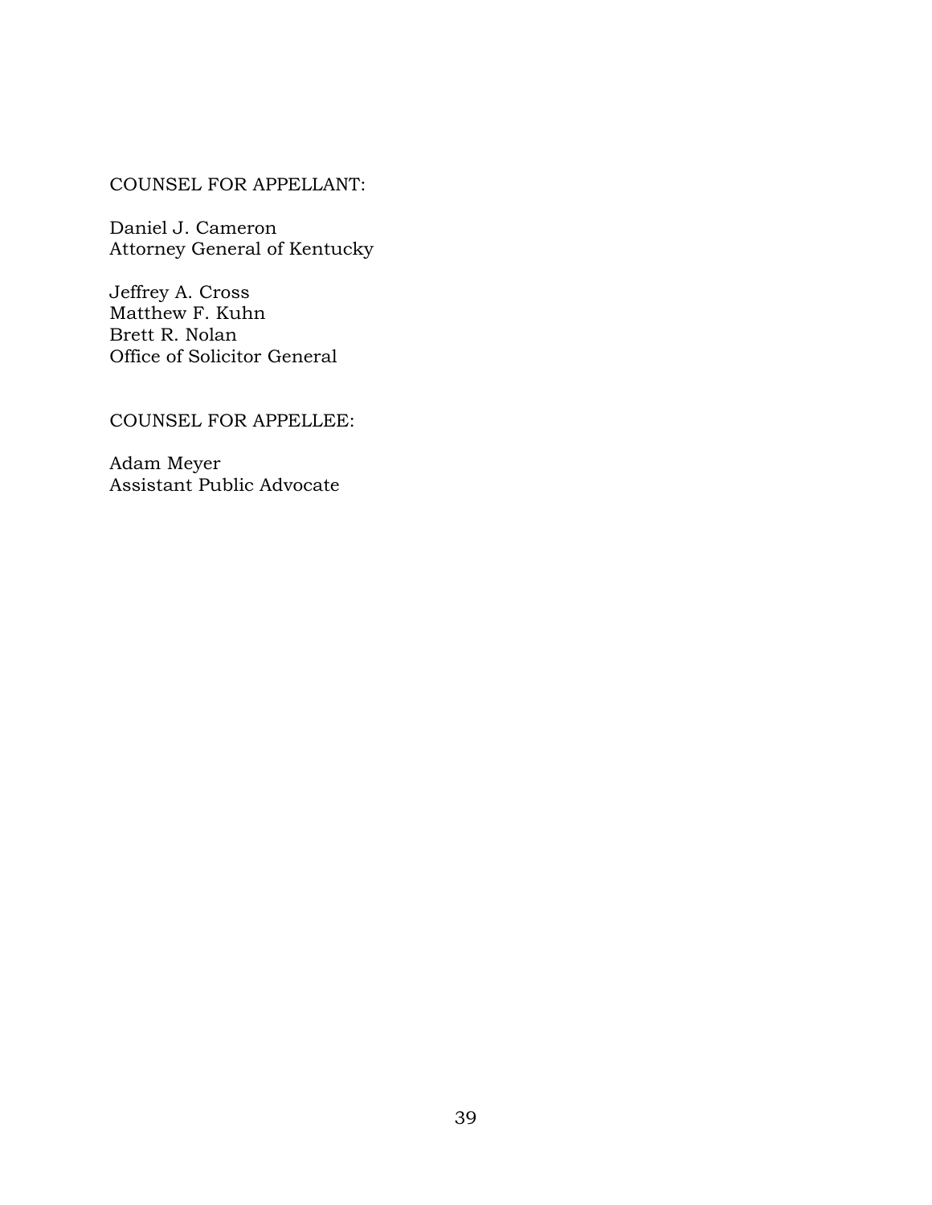COUNSEL FOR APPELLANT:

Daniel J. Cameron
Attorney General of Kentucky

Jeffrey A. Cross
Matthew F. Kuhn
Brett R. Nolan
Office of Solicitor General

COUNSEL FOR APPELLEE:

Adam Meyer
Assistant Public Advocate